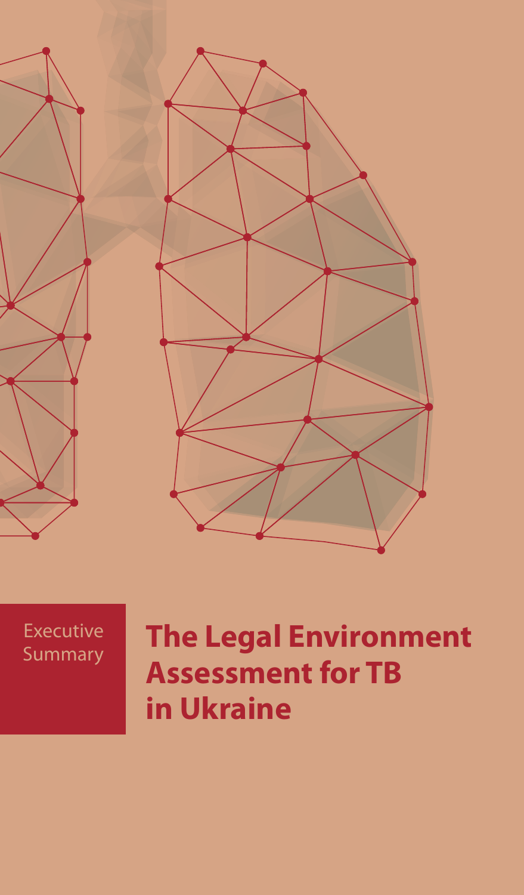Executive Summary

# The Legal Environment Assessment for TB in Ukraine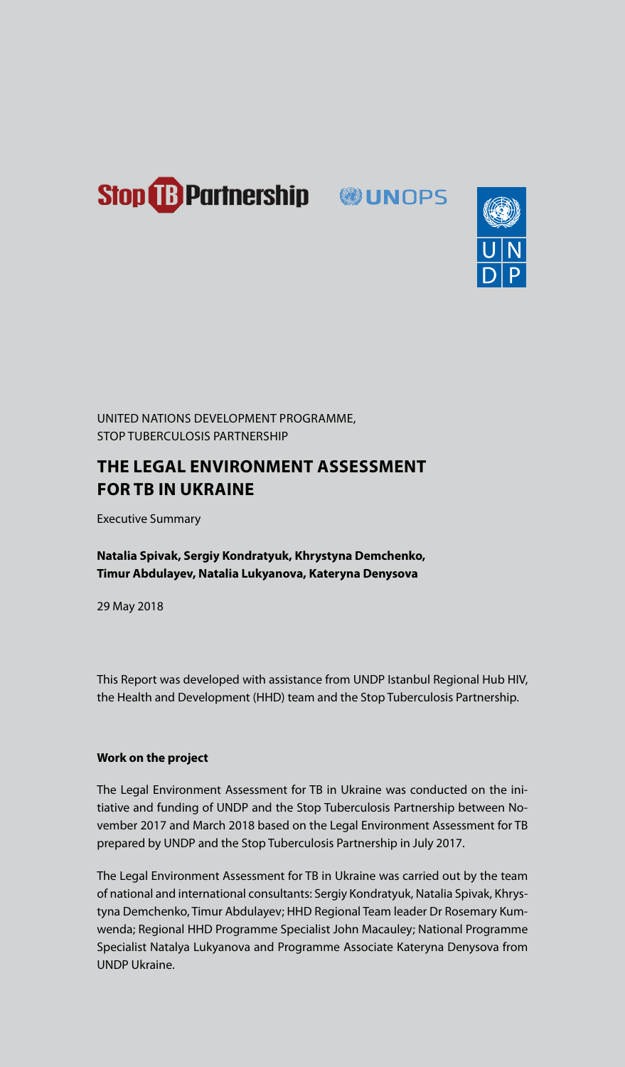Stop TB Partnership UNOPS UNDP

UNITED NATIONS DEVELOPMENT PROGRAMME,
STOP TUBERCULOSIS PARTNERSHIP

# THE LEGAL ENVIRONMENT ASSESSMENT FOR TB IN UKRAINE

Executive Summary

**Natalia Spivak, Sergiy Kondratyuk, Khrystyna Demchenko, Timur Abdulayev, Natalia Lukyanova, Kateryna Denysova**

29 May 2018

This Report was developed with assistance from UNDP Istanbul Regional Hub HIV, the Health and Development (HHD) team and the Stop Tuberculosis Partnership.

**Work on the project**

The Legal Environment Assessment for TB in Ukraine was conducted on the initiative and funding of UNDP and the Stop Tuberculosis Partnership between November 2017 and March 2018 based on the Legal Environment Assessment for TB prepared by UNDP and the Stop Tuberculosis Partnership in July 2017.

The Legal Environment Assessment for TB in Ukraine was carried out by the team of national and international consultants: Sergiy Kondratyuk, Natalia Spivak, Khrystyna Demchenko, Timur Abdulayev; HHD Regional Team leader Dr Rosemary Kumwenda; Regional HHD Programme Specialist John Macauley; National Programme Specialist Natalya Lukyanova and Programme Associate Kateryna Denysova from UNDP Ukraine.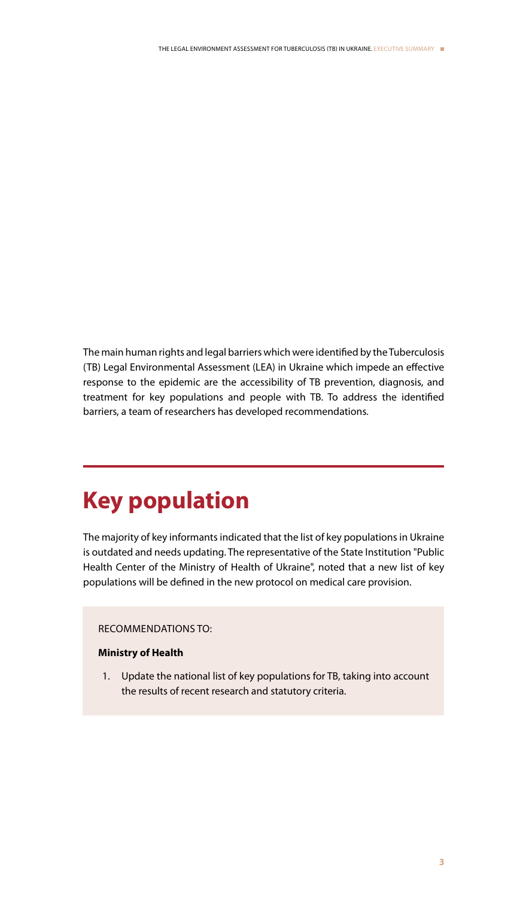The main human rights and legal barriers which were identified by the Tuberculosis (TB) Legal Environmental Assessment (LEA) in Ukraine which impede an effective response to the epidemic are the accessibility of TB prevention, diagnosis, and treatment for key populations and people with TB. To address the identified barriers, a team of researchers has developed recommendations.

## Key population

The majority of key informants indicated that the list of key populations in Ukraine is outdated and needs updating. The representative of the State Institution "Public Health Center of the Ministry of Health of Ukraine", noted that a new list of key populations will be defined in the new protocol on medical care provision.

RECOMMENDATIONS TO:

**Ministry of Health**

1. Update the national list of key populations for TB, taking into account the results of recent research and statutory criteria.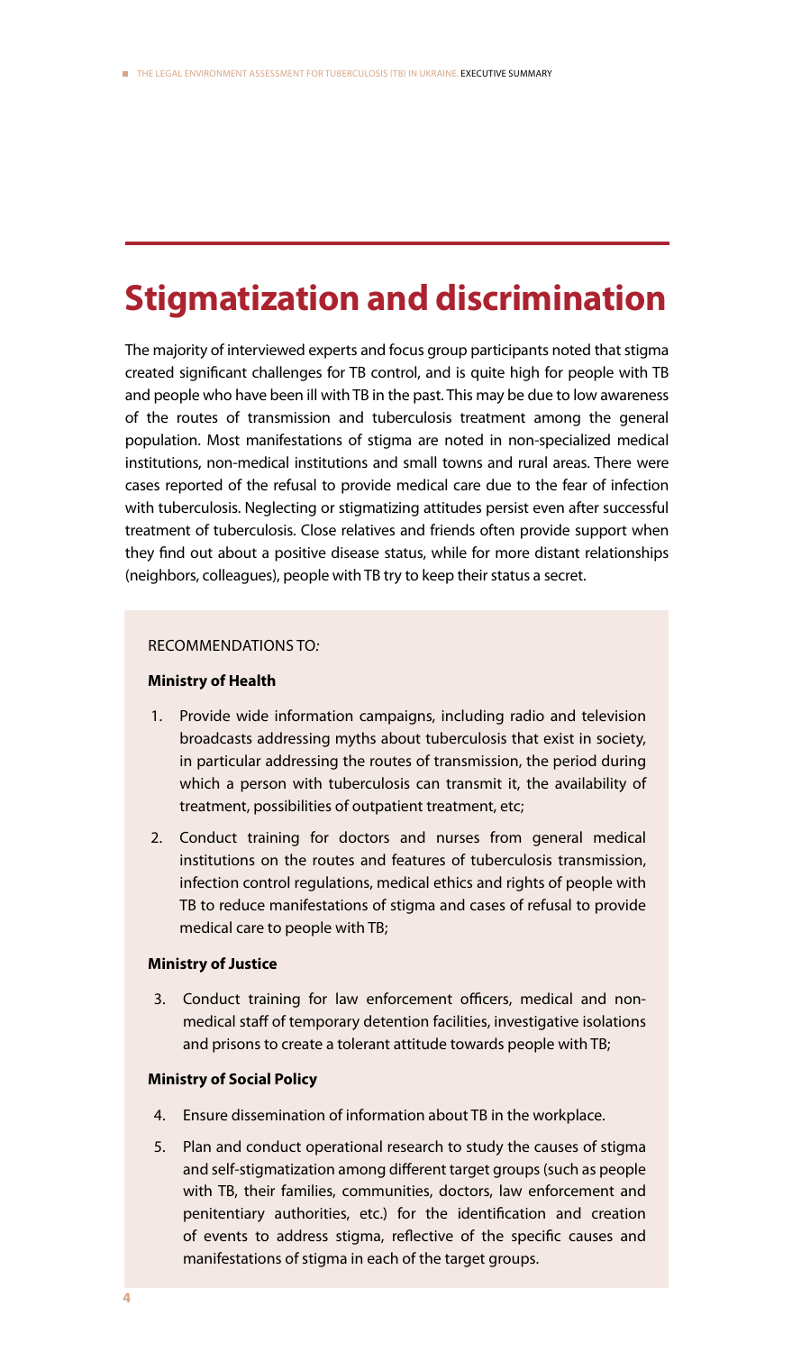# Stigmatization and discrimination

The majority of interviewed experts and focus group participants noted that stigma created significant challenges for TB control, and is quite high for people with TB and people who have been ill with TB in the past. This may be due to low awareness of the routes of transmission and tuberculosis treatment among the general population. Most manifestations of stigma are noted in non-specialized medical institutions, non-medical institutions and small towns and rural areas. There were cases reported of the refusal to provide medical care due to the fear of infection with tuberculosis. Neglecting or stigmatizing attitudes persist even after successful treatment of tuberculosis. Close relatives and friends often provide support when they find out about a positive disease status, while for more distant relationships (neighbors, colleagues), people with TB try to keep their status a secret.

RECOMMENDATIONS TO:

**Ministry of Health**

1. Provide wide information campaigns, including radio and television broadcasts addressing myths about tuberculosis that exist in society, in particular addressing the routes of transmission, the period during which a person with tuberculosis can transmit it, the availability of treatment, possibilities of outpatient treatment, etc;
2. Conduct training for doctors and nurses from general medical institutions on the routes and features of tuberculosis transmission, infection control regulations, medical ethics and rights of people with TB to reduce manifestations of stigma and cases of refusal to provide medical care to people with TB;

**Ministry of Justice**

3. Conduct training for law enforcement officers, medical and non-medical staff of temporary detention facilities, investigative isolations and prisons to create a tolerant attitude towards people with TB;

**Ministry of Social Policy**

4. Ensure dissemination of information about TB in the workplace.
5. Plan and conduct operational research to study the causes of stigma and self-stigmatization among different target groups (such as people with TB, their families, communities, doctors, law enforcement and penitentiary authorities, etc.) for the identification and creation of events to address stigma, reflective of the specific causes and manifestations of stigma in each of the target groups.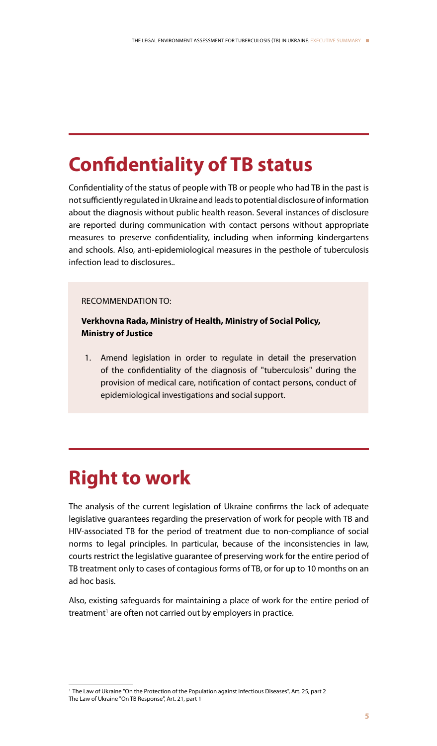## Confidentiality of TB status

Confidentiality of the status of people with TB or people who had TB in the past is not sufficiently regulated in Ukraine and leads to potential disclosure of information about the diagnosis without public health reason. Several instances of disclosure are reported during communication with contact persons without appropriate measures to preserve confidentiality, including when informing kindergartens and schools. Also, anti-epidemiological measures in the pesthole of tuberculosis infection lead to disclosures..

RECOMMENDATION TO:

**Verkhovna Rada, Ministry of Health, Ministry of Social Policy, Ministry of Justice**

1. Amend legislation in order to regulate in detail the preservation of the confidentiality of the diagnosis of "tuberculosis" during the provision of medical care, notification of contact persons, conduct of epidemiological investigations and social support.

## Right to work

The analysis of the current legislation of Ukraine confirms the lack of adequate legislative guarantees regarding the preservation of work for people with TB and HIV-associated TB for the period of treatment due to non-compliance of social norms to legal principles. In particular, because of the inconsistencies in law, courts restrict the legislative guarantee of preserving work for the entire period of TB treatment only to cases of contagious forms of TB, or for up to 10 months on an ad hoc basis.

Also, existing safeguards for maintaining a place of work for the entire period of treatment[1] are often not carried out by employers in practice.

[1] The Law of Ukraine "On the Protection of the Population against Infectious Diseases", Art. 25, part 2
The Law of Ukraine "On TB Response", Art. 21, part 1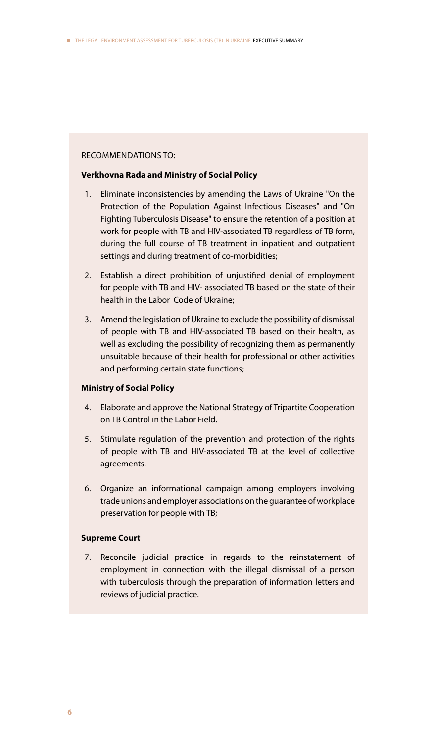RECOMMENDATIONS TO:

**Verkhovna Rada and Ministry of Social Policy**

1. Eliminate inconsistencies by amending the Laws of Ukraine "On the Protection of the Population Against Infectious Diseases" and "On Fighting Tuberculosis Disease" to ensure the retention of a position at work for people with TB and HIV-associated TB regardless of TB form, during the full course of TB treatment in inpatient and outpatient settings and during treatment of co-morbidities;
2. Establish a direct prohibition of unjustified denial of employment for people with TB and HIV- associated TB based on the state of their health in the Labor Code of Ukraine;
3. Amend the legislation of Ukraine to exclude the possibility of dismissal of people with TB and HIV-associated TB based on their health, as well as excluding the possibility of recognizing them as permanently unsuitable because of their health for professional or other activities and performing certain state functions;

**Ministry of Social Policy**

4. Elaborate and approve the National Strategy of Tripartite Cooperation on TB Control in the Labor Field.
5. Stimulate regulation of the prevention and protection of the rights of people with TB and HIV-associated TB at the level of collective agreements.
6. Organize an informational campaign among employers involving trade unions and employer associations on the guarantee of workplace preservation for people with TB;

**Supreme Court**

7. Reconcile judicial practice in regards to the reinstatement of employment in connection with the illegal dismissal of a person with tuberculosis through the preparation of information letters and reviews of judicial practice.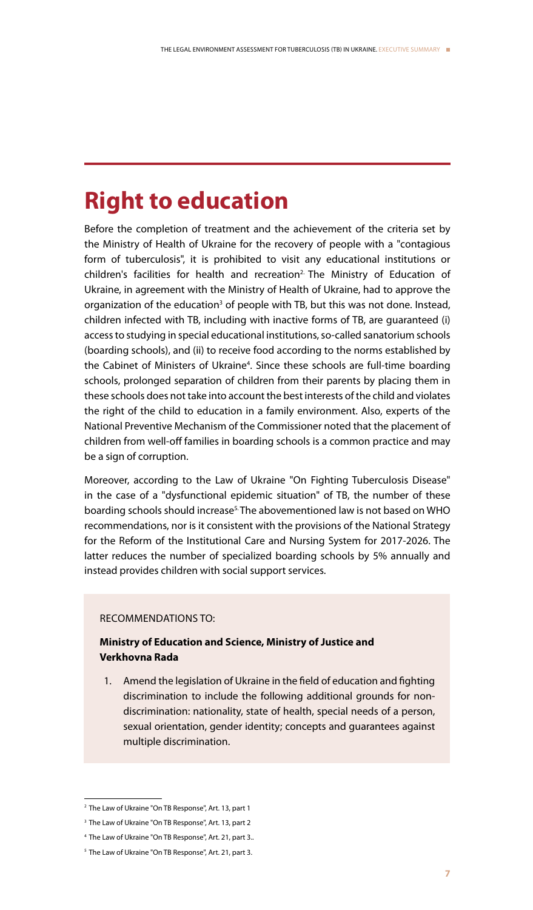# Right to education

Before the completion of treatment and the achievement of the criteria set by the Ministry of Health of Ukraine for the recovery of people with a "contagious form of tuberculosis", it is prohibited to visit any educational institutions or children's facilities for health and recreation[2]. The Ministry of Education of Ukraine, in agreement with the Ministry of Health of Ukraine, had to approve the organization of the education[3] of people with TB, but this was not done. Instead, children infected with TB, including with inactive forms of TB, are guaranteed (i) access to studying in special educational institutions, so-called sanatorium schools (boarding schools), and (ii) to receive food according to the norms established by the Cabinet of Ministers of Ukraine[4]. Since these schools are full-time boarding schools, prolonged separation of children from their parents by placing them in these schools does not take into account the best interests of the child and violates the right of the child to education in a family environment. Also, experts of the National Preventive Mechanism of the Commissioner noted that the placement of children from well-off families in boarding schools is a common practice and may be a sign of corruption.

Moreover, according to the Law of Ukraine "On Fighting Tuberculosis Disease" in the case of a "dysfunctional epidemic situation" of TB, the number of these boarding schools should increase[5]. The abovementioned law is not based on WHO recommendations, nor is it consistent with the provisions of the National Strategy for the Reform of the Institutional Care and Nursing System for 2017-2026. The latter reduces the number of specialized boarding schools by 5% annually and instead provides children with social support services.

RECOMMENDATIONS TO:

**Ministry of Education and Science, Ministry of Justice and Verkhovna Rada**

1. Amend the legislation of Ukraine in the field of education and fighting discrimination to include the following additional grounds for non-discrimination: nationality, state of health, special needs of a person, sexual orientation, gender identity; concepts and guarantees against multiple discrimination.

---

[2] The Law of Ukraine "On TB Response", Art. 13, part 1

[3] The Law of Ukraine "On TB Response", Art. 13, part 2

[4] The Law of Ukraine "On TB Response", Art. 21, part 3..

[5] The Law of Ukraine "On TB Response", Art. 21, part 3.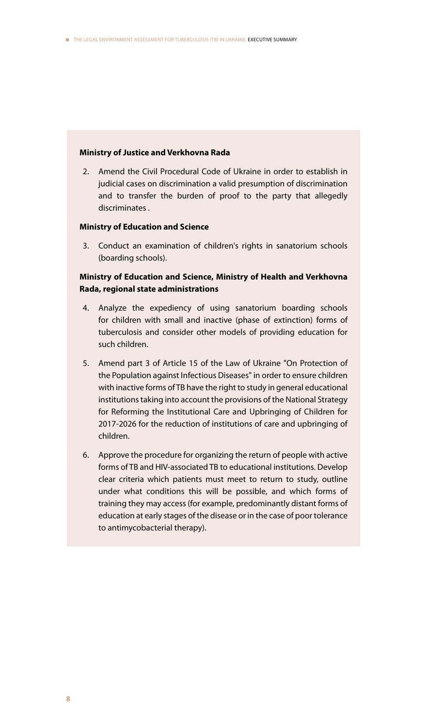**Ministry of Justice and Verkhovna Rada**

2. Amend the Civil Procedural Code of Ukraine in order to establish in judicial cases on discrimination a valid presumption of discrimination and to transfer the burden of proof to the party that allegedly discriminates .

**Ministry of Education and Science**

3. Conduct an examination of children's rights in sanatorium schools (boarding schools).

**Ministry of Education and Science, Ministry of Health and Verkhovna Rada, regional state administrations**

4. Analyze the expediency of using sanatorium boarding schools for children with small and inactive (phase of extinction) forms of tuberculosis and consider other models of providing education for such children.
5. Amend part 3 of Article 15 of the Law of Ukraine "On Protection of the Population against Infectious Diseases" in order to ensure children with inactive forms of TB have the right to study in general educational institutions taking into account the provisions of the National Strategy for Reforming the Institutional Care and Upbringing of Children for 2017-2026 for the reduction of institutions of care and upbringing of children.
6. Approve the procedure for organizing the return of people with active forms of TB and HIV-associated TB to educational institutions. Develop clear criteria which patients must meet to return to study, outline under what conditions this will be possible, and which forms of training they may access (for example, predominantly distant forms of education at early stages of the disease or in the case of poor tolerance to antimycobacterial therapy).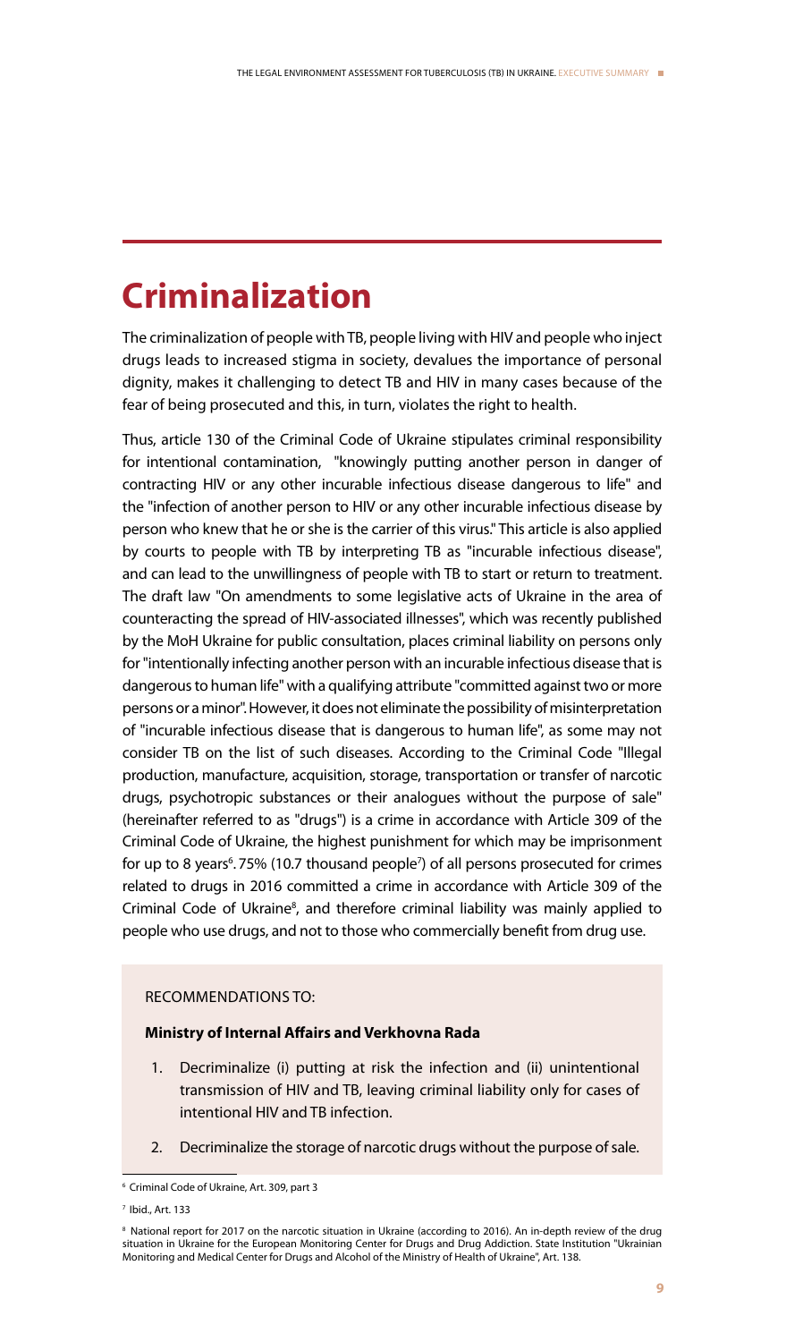# Criminalization

The criminalization of people with TB, people living with HIV and people who inject drugs leads to increased stigma in society, devalues the importance of personal dignity, makes it challenging to detect TB and HIV in many cases because of the fear of being prosecuted and this, in turn, violates the right to health.

Thus, article 130 of the Criminal Code of Ukraine stipulates criminal responsibility for intentional contamination, "knowingly putting another person in danger of contracting HIV or any other incurable infectious disease dangerous to life" and the "infection of another person to HIV or any other incurable infectious disease by person who knew that he or she is the carrier of this virus." This article is also applied by courts to people with TB by interpreting TB as "incurable infectious disease", and can lead to the unwillingness of people with TB to start or return to treatment. The draft law "On amendments to some legislative acts of Ukraine in the area of counteracting the spread of HIV-associated illnesses", which was recently published by the MoH Ukraine for public consultation, places criminal liability on persons only for "intentionally infecting another person with an incurable infectious disease that is dangerous to human life" with a qualifying attribute "committed against two or more persons or a minor". However, it does not eliminate the possibility of misinterpretation of "incurable infectious disease that is dangerous to human life", as some may not consider TB on the list of such diseases. According to the Criminal Code "Illegal production, manufacture, acquisition, storage, transportation or transfer of narcotic drugs, psychotropic substances or their analogues without the purpose of sale" (hereinafter referred to as "drugs") is a crime in accordance with Article 309 of the Criminal Code of Ukraine, the highest punishment for which may be imprisonment for up to 8 years[6]. 75% (10.7 thousand people[7]) of all persons prosecuted for crimes related to drugs in 2016 committed a crime in accordance with Article 309 of the Criminal Code of Ukraine[8], and therefore criminal liability was mainly applied to people who use drugs, and not to those who commercially benefit from drug use.

RECOMMENDATIONS TO:

**Ministry of Internal Affairs and Verkhovna Rada**

1. Decriminalize (i) putting at risk the infection and (ii) unintentional transmission of HIV and TB, leaving criminal liability only for cases of intentional HIV and TB infection.
2. Decriminalize the storage of narcotic drugs without the purpose of sale.

---

[6] Criminal Code of Ukraine, Art. 309, part 3

[7] Ibid., Art. 133

[8] National report for 2017 on the narcotic situation in Ukraine (according to 2016). An in-depth review of the drug situation in Ukraine for the European Monitoring Center for Drugs and Drug Addiction. State Institution "Ukrainian Monitoring and Medical Center for Drugs and Alcohol of the Ministry of Health of Ukraine", Art. 138.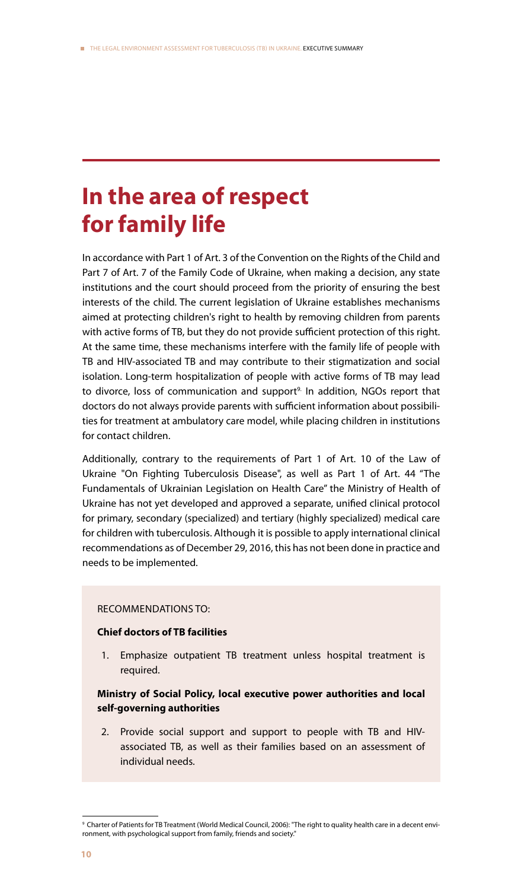# In the area of respect for family life

In accordance with Part 1 of Art. 3 of the Convention on the Rights of the Child and Part 7 of Art. 7 of the Family Code of Ukraine, when making a decision, any state institutions and the court should proceed from the priority of ensuring the best interests of the child. The current legislation of Ukraine establishes mechanisms aimed at protecting children's right to health by removing children from parents with active forms of TB, but they do not provide sufficient protection of this right. At the same time, these mechanisms interfere with the family life of people with TB and HIV-associated TB and may contribute to their stigmatization and social isolation. Long-term hospitalization of people with active forms of TB may lead to divorce, loss of communication and support[9]. In addition, NGOs report that doctors do not always provide parents with sufficient information about possibilities for treatment at ambulatory care model, while placing children in institutions for contact children.

Additionally, contrary to the requirements of Part 1 of Art. 10 of the Law of Ukraine "On Fighting Tuberculosis Disease", as well as Part 1 of Art. 44 "The Fundamentals of Ukrainian Legislation on Health Care" the Ministry of Health of Ukraine has not yet developed and approved a separate, unified clinical protocol for primary, secondary (specialized) and tertiary (highly specialized) medical care for children with tuberculosis. Although it is possible to apply international clinical recommendations as of December 29, 2016, this has not been done in practice and needs to be implemented.

RECOMMENDATIONS TO:

**Chief doctors of TB facilities**

1. Emphasize outpatient TB treatment unless hospital treatment is required.

**Ministry of Social Policy, local executive power authorities and local self-governing authorities**

2. Provide social support and support to people with TB and HIV-associated TB, as well as their families based on an assessment of individual needs.

---

[9] Charter of Patients for TB Treatment (World Medical Council, 2006): "The right to quality health care in a decent environment, with psychological support from family, friends and society."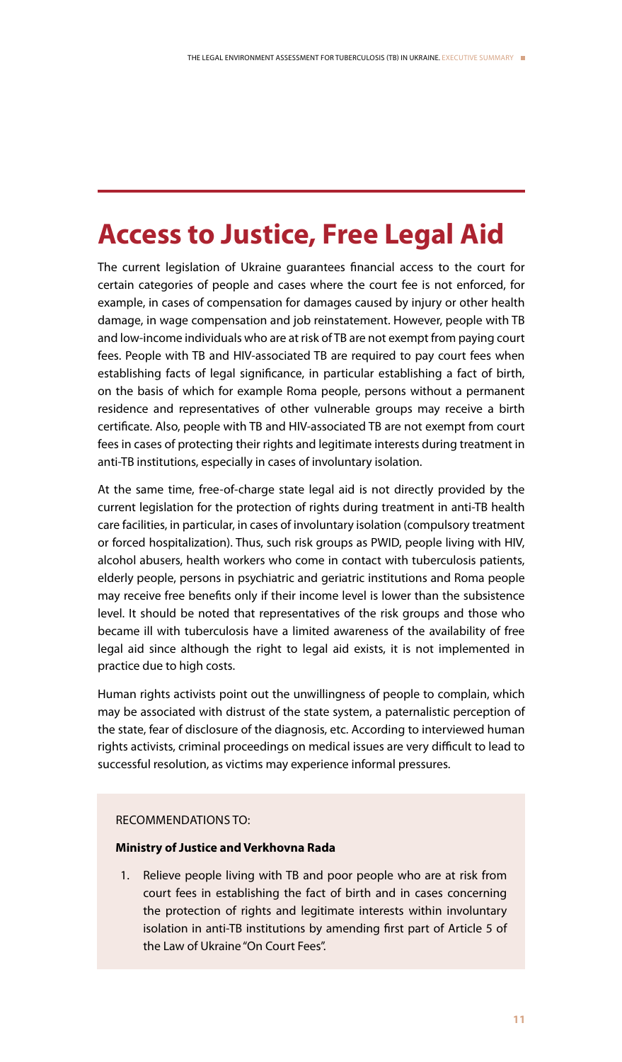# Access to Justice, Free Legal Aid

The current legislation of Ukraine guarantees financial access to the court for certain categories of people and cases where the court fee is not enforced, for example, in cases of compensation for damages caused by injury or other health damage, in wage compensation and job reinstatement. However, people with TB and low-income individuals who are at risk of TB are not exempt from paying court fees. People with TB and HIV-associated TB are required to pay court fees when establishing facts of legal significance, in particular establishing a fact of birth, on the basis of which for example Roma people, persons without a permanent residence and representatives of other vulnerable groups may receive a birth certificate. Also, people with TB and HIV-associated TB are not exempt from court fees in cases of protecting their rights and legitimate interests during treatment in anti-TB institutions, especially in cases of involuntary isolation.

At the same time, free-of-charge state legal aid is not directly provided by the current legislation for the protection of rights during treatment in anti-TB health care facilities, in particular, in cases of involuntary isolation (compulsory treatment or forced hospitalization). Thus, such risk groups as PWID, people living with HIV, alcohol abusers, health workers who come in contact with tuberculosis patients, elderly people, persons in psychiatric and geriatric institutions and Roma people may receive free benefits only if their income level is lower than the subsistence level. It should be noted that representatives of the risk groups and those who became ill with tuberculosis have a limited awareness of the availability of free legal aid since although the right to legal aid exists, it is not implemented in practice due to high costs.

Human rights activists point out the unwillingness of people to complain, which may be associated with distrust of the state system, a paternalistic perception of the state, fear of disclosure of the diagnosis, etc. According to interviewed human rights activists, criminal proceedings on medical issues are very difficult to lead to successful resolution, as victims may experience informal pressures.

RECOMMENDATIONS TO:

**Ministry of Justice and Verkhovna Rada**

1. Relieve people living with TB and poor people who are at risk from court fees in establishing the fact of birth and in cases concerning the protection of rights and legitimate interests within involuntary isolation in anti-TB institutions by amending first part of Article 5 of the Law of Ukraine "On Court Fees".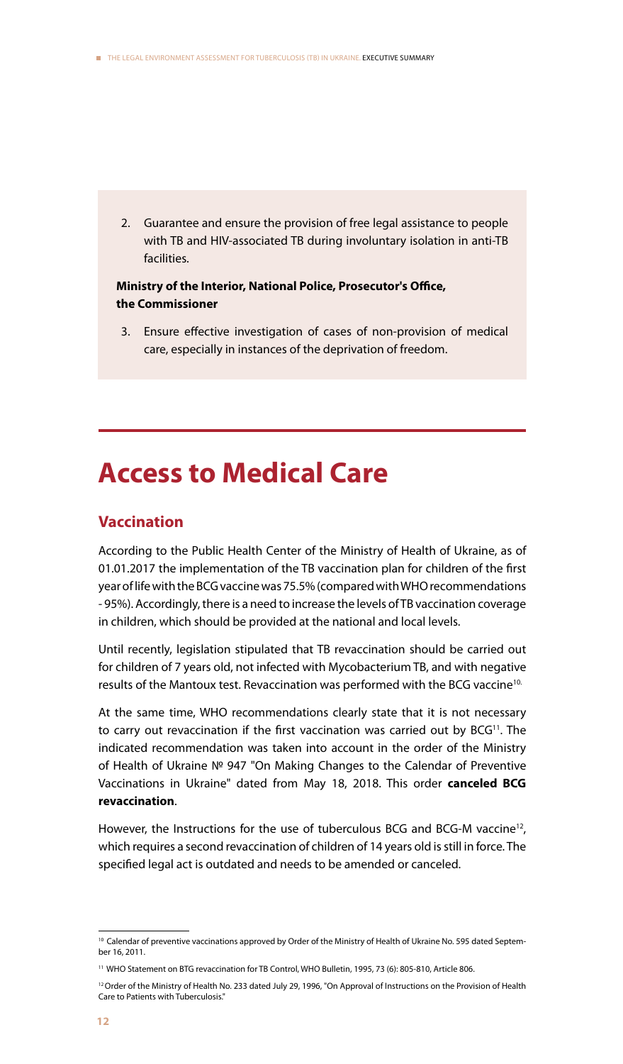2. Guarantee and ensure the provision of free legal assistance to people with TB and HIV-associated TB during involuntary isolation in anti-TB facilities.

**Ministry of the Interior, National Police, Prosecutor's Office, the Commissioner**

3. Ensure effective investigation of cases of non-provision of medical care, especially in instances of the deprivation of freedom.

# Access to Medical Care

## Vaccination

According to the Public Health Center of the Ministry of Health of Ukraine, as of 01.01.2017 the implementation of the TB vaccination plan for children of the first year of life with the BCG vaccine was 75.5% (compared with WHO recommendations - 95%). Accordingly, there is a need to increase the levels of TB vaccination coverage in children, which should be provided at the national and local levels.

Until recently, legislation stipulated that TB revaccination should be carried out for children of 7 years old, not infected with Mycobacterium TB, and with negative results of the Mantoux test. Revaccination was performed with the BCG vaccine[10].

At the same time, WHO recommendations clearly state that it is not necessary to carry out revaccination if the first vaccination was carried out by BCG[11]. The indicated recommendation was taken into account in the order of the Ministry of Health of Ukraine № 947 "On Making Changes to the Calendar of Preventive Vaccinations in Ukraine" dated from May 18, 2018. This order **canceled BCG revaccination**.

However, the Instructions for the use of tuberculous BCG and BCG-M vaccine[12], which requires a second revaccination of children of 14 years old is still in force. The specified legal act is outdated and needs to be amended or canceled.

---

[10] Calendar of preventive vaccinations approved by Order of the Ministry of Health of Ukraine No. 595 dated September 16, 2011.

[11] WHO Statement on BTG revaccination for TB Control, WHO Bulletin, 1995, 73 (6): 805-810, Article 806.

[12] Order of the Ministry of Health No. 233 dated July 29, 1996, "On Approval of Instructions on the Provision of Health Care to Patients with Tuberculosis."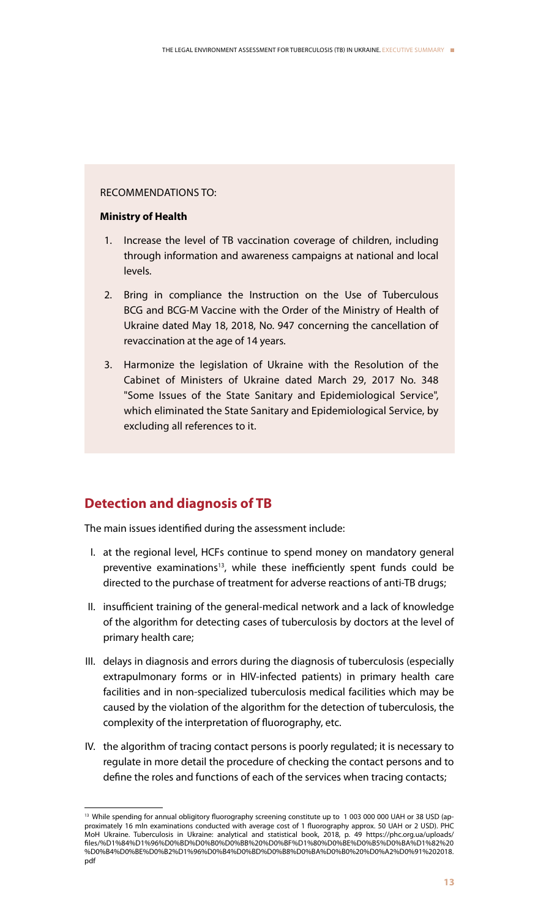RECOMMENDATIONS TO:

**Ministry of Health**

1. Increase the level of TB vaccination coverage of children, including through information and awareness campaigns at national and local levels.
2. Bring in compliance the Instruction on the Use of Tuberculous BCG and BCG-M Vaccine with the Order of the Ministry of Health of Ukraine dated May 18, 2018, No. 947 concerning the cancellation of revaccination at the age of 14 years.
3. Harmonize the legislation of Ukraine with the Resolution of the Cabinet of Ministers of Ukraine dated March 29, 2017 No. 348 "Some Issues of the State Sanitary and Epidemiological Service", which eliminated the State Sanitary and Epidemiological Service, by excluding all references to it.

## Detection and diagnosis of TB

The main issues identified during the assessment include:

I. at the regional level, HCFs continue to spend money on mandatory general preventive examinations[13], while these inefficiently spent funds could be directed to the purchase of treatment for adverse reactions of anti-TB drugs;

II. insufficient training of the general-medical network and a lack of knowledge of the algorithm for detecting cases of tuberculosis by doctors at the level of primary health care;

III. delays in diagnosis and errors during the diagnosis of tuberculosis (especially extrapulmonary forms or in HIV-infected patients) in primary health care facilities and in non-specialized tuberculosis medical facilities which may be caused by the violation of the algorithm for the detection of tuberculosis, the complexity of the interpretation of fluorography, etc.

IV. the algorithm of tracing contact persons is poorly regulated; it is necessary to regulate in more detail the procedure of checking the contact persons and to define the roles and functions of each of the services when tracing contacts;

---

[13] While spending for annual obligitory fluorography screening constitute up to 1 003 000 000 UAH or 38 USD (approximately 16 mln examinations conducted with average cost of 1 fluorography approx. 50 UAH or 2 USD). PHC MoH Ukraine. Tuberculosis in Ukraine: analytical and statistical book, 2018, p. 49 https://phc.org.ua/uploads/files/%D1%84%D1%96%D0%BD%D0%B0%D0%BB%20%D0%BF%D1%80%D0%BE%D0%B5%D0%BA%D1%82%20%D0%B4%D0%BE%D0%B2%D1%96%D0%B4%D0%BD%D0%B8%D0%BA%D0%B0%20%D0%A2%D0%91%202018.pdf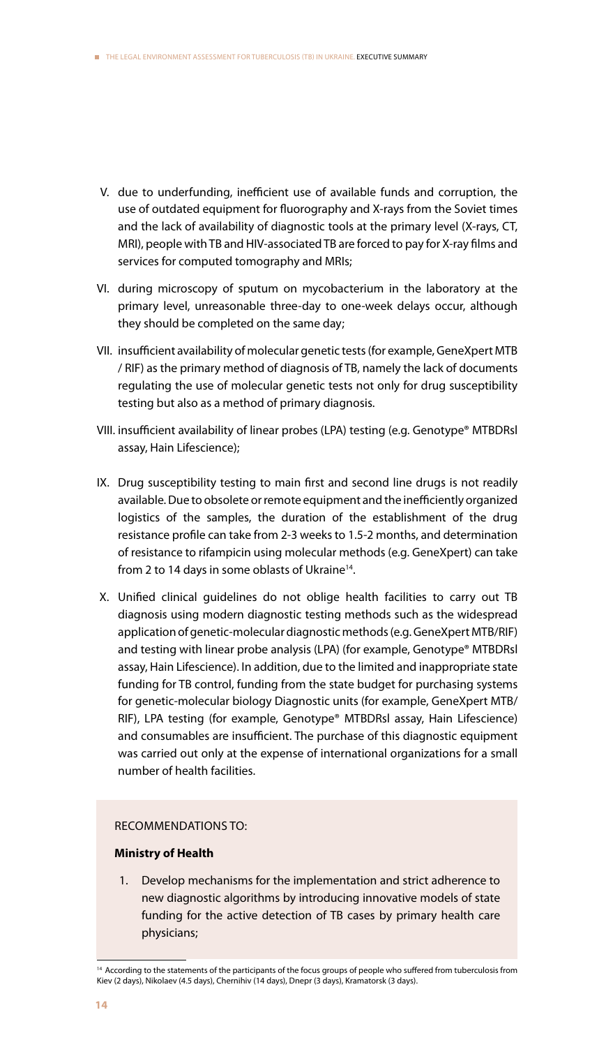V. due to underfunding, inefficient use of available funds and corruption, the use of outdated equipment for fluorography and X-rays from the Soviet times and the lack of availability of diagnostic tools at the primary level (X-rays, CT, MRI), people with TB and HIV-associated TB are forced to pay for X-ray films and services for computed tomography and MRIs;

VI. during microscopy of sputum on mycobacterium in the laboratory at the primary level, unreasonable three-day to one-week delays occur, although they should be completed on the same day;

VII. insufficient availability of molecular genetic tests (for example, GeneXpert MTB / RIF) as the primary method of diagnosis of TB, namely the lack of documents regulating the use of molecular genetic tests not only for drug susceptibility testing but also as a method of primary diagnosis.

VIII. insufficient availability of linear probes (LPA) testing (e.g. Genotype® MTBDRsl assay, Hain Lifescience);

IX. Drug susceptibility testing to main first and second line drugs is not readily available. Due to obsolete or remote equipment and the inefficiently organized logistics of the samples, the duration of the establishment of the drug resistance profile can take from 2-3 weeks to 1.5-2 months, and determination of resistance to rifampicin using molecular methods (e.g. GeneXpert) can take from 2 to 14 days in some oblasts of Ukraine[14].

X. Unified clinical guidelines do not oblige health facilities to carry out TB diagnosis using modern diagnostic testing methods such as the widespread application of genetic-molecular diagnostic methods (e.g. GeneXpert MTB/RIF) and testing with linear probe analysis (LPA) (for example, Genotype® MTBDRsl assay, Hain Lifescience). In addition, due to the limited and inappropriate state funding for TB control, funding from the state budget for purchasing systems for genetic-molecular biology Diagnostic units (for example, GeneXpert MTB/RIF), LPA testing (for example, Genotype® MTBDRsl assay, Hain Lifescience) and consumables are insufficient. The purchase of this diagnostic equipment was carried out only at the expense of international organizations for a small number of health facilities.

RECOMMENDATIONS TO:

**Ministry of Health**

1. Develop mechanisms for the implementation and strict adherence to new diagnostic algorithms by introducing innovative models of state funding for the active detection of TB cases by primary health care physicians;

[14] According to the statements of the participants of the focus groups of people who suffered from tuberculosis from Kiev (2 days), Nikolaev (4.5 days), Chernihiv (14 days), Dnepr (3 days), Kramatorsk (3 days).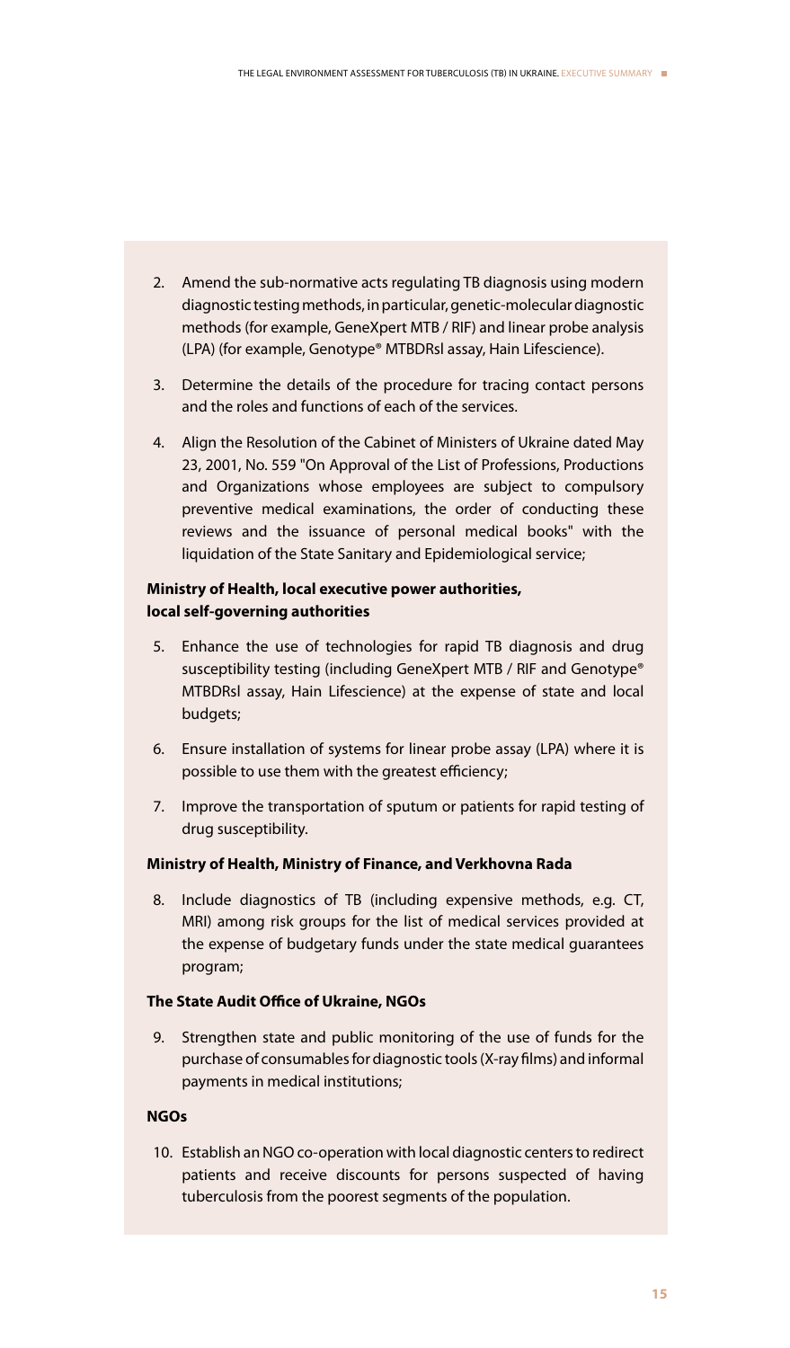2. Amend the sub-normative acts regulating TB diagnosis using modern diagnostic testing methods, in particular, genetic-molecular diagnostic methods (for example, GeneXpert MTB / RIF) and linear probe analysis (LPA) (for example, Genotype® MTBDRsl assay, Hain Lifescience).

3. Determine the details of the procedure for tracing contact persons and the roles and functions of each of the services.

4. Align the Resolution of the Cabinet of Ministers of Ukraine dated May 23, 2001, No. 559 "On Approval of the List of Professions, Productions and Organizations whose employees are subject to compulsory preventive medical examinations, the order of conducting these reviews and the issuance of personal medical books" with the liquidation of the State Sanitary and Epidemiological service;

**Ministry of Health, local executive power authorities, local self-governing authorities**

5. Enhance the use of technologies for rapid TB diagnosis and drug susceptibility testing (including GeneXpert MTB / RIF and Genotype® MTBDRsl assay, Hain Lifescience) at the expense of state and local budgets;

6. Ensure installation of systems for linear probe assay (LPA) where it is possible to use them with the greatest efficiency;

7. Improve the transportation of sputum or patients for rapid testing of drug susceptibility.

**Ministry of Health, Ministry of Finance, and Verkhovna Rada**

8. Include diagnostics of TB (including expensive methods, e.g. CT, MRI) among risk groups for the list of medical services provided at the expense of budgetary funds under the state medical guarantees program;

**The State Audit Office of Ukraine, NGOs**

9. Strengthen state and public monitoring of the use of funds for the purchase of consumables for diagnostic tools (X-ray films) and informal payments in medical institutions;

**NGOs**

10. Establish an NGO co-operation with local diagnostic centers to redirect patients and receive discounts for persons suspected of having tuberculosis from the poorest segments of the population.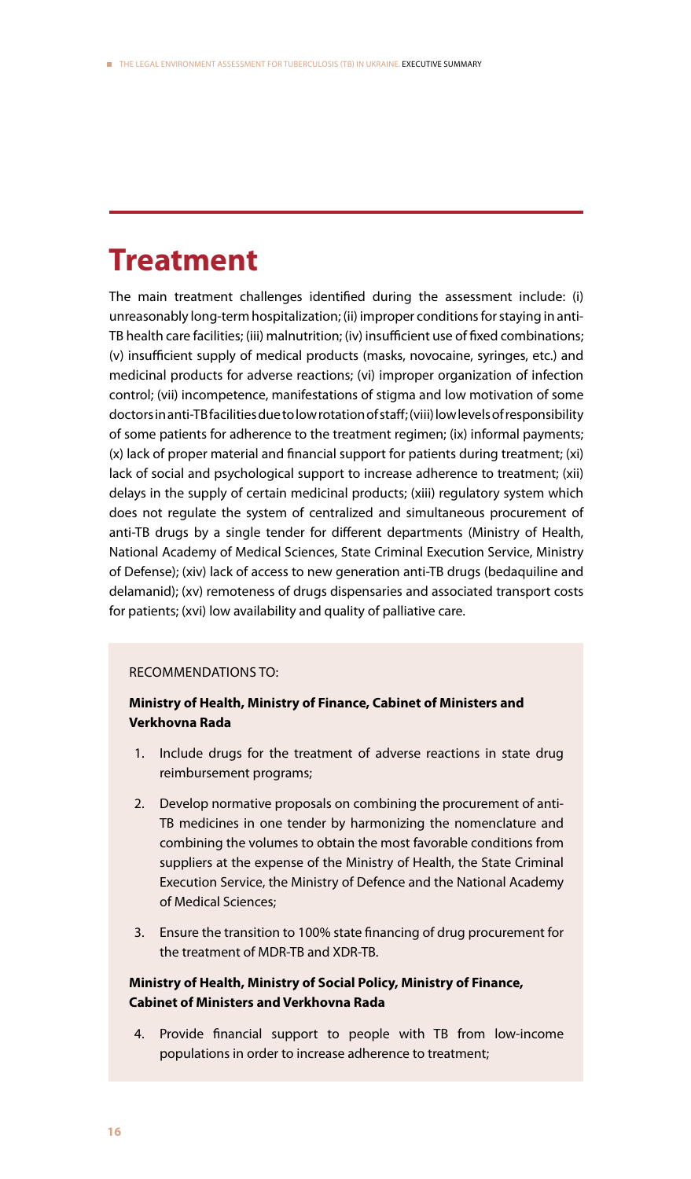# Treatment

The main treatment challenges identified during the assessment include: (i) unreasonably long-term hospitalization; (ii) improper conditions for staying in anti-TB health care facilities; (iii) malnutrition; (iv) insufficient use of fixed combinations; (v) insufficient supply of medical products (masks, novocaine, syringes, etc.) and medicinal products for adverse reactions; (vi) improper organization of infection control; (vii) incompetence, manifestations of stigma and low motivation of some doctors in anti-TB facilities due to low rotation of staff; (viii) low levels of responsibility of some patients for adherence to the treatment regimen; (ix) informal payments; (x) lack of proper material and financial support for patients during treatment; (xi) lack of social and psychological support to increase adherence to treatment; (xii) delays in the supply of certain medicinal products; (xiii) regulatory system which does not regulate the system of centralized and simultaneous procurement of anti-TB drugs by a single tender for different departments (Ministry of Health, National Academy of Medical Sciences, State Criminal Execution Service, Ministry of Defense); (xiv) lack of access to new generation anti-TB drugs (bedaquiline and delamanid); (xv) remoteness of drugs dispensaries and associated transport costs for patients; (xvi) low availability and quality of palliative care.

RECOMMENDATIONS TO:

**Ministry of Health, Ministry of Finance, Cabinet of Ministers and Verkhovna Rada**

1. Include drugs for the treatment of adverse reactions in state drug reimbursement programs;
2. Develop normative proposals on combining the procurement of anti-TB medicines in one tender by harmonizing the nomenclature and combining the volumes to obtain the most favorable conditions from suppliers at the expense of the Ministry of Health, the State Criminal Execution Service, the Ministry of Defence and the National Academy of Medical Sciences;
3. Ensure the transition to 100% state financing of drug procurement for the treatment of MDR-TB and XDR-TB.

**Ministry of Health, Ministry of Social Policy, Ministry of Finance, Cabinet of Ministers and Verkhovna Rada**

4. Provide financial support to people with TB from low-income populations in order to increase adherence to treatment;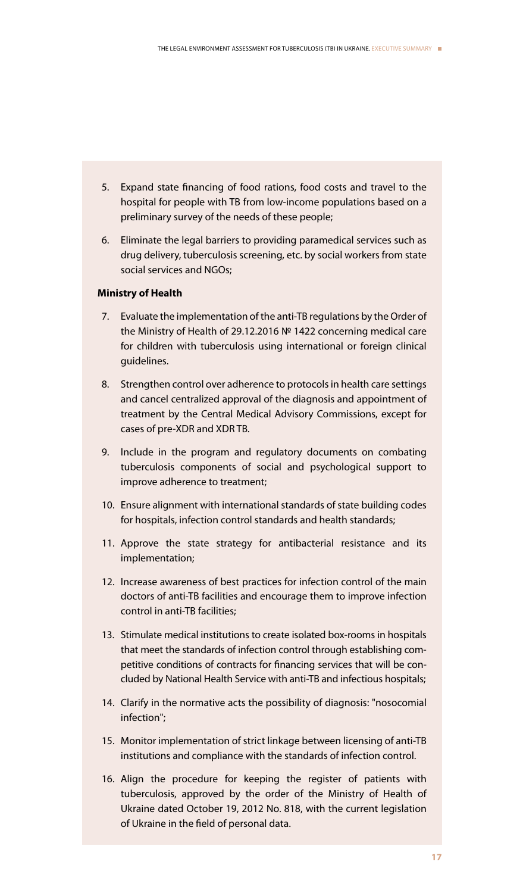5. Expand state financing of food rations, food costs and travel to the hospital for people with TB from low-income populations based on a preliminary survey of the needs of these people;
6. Eliminate the legal barriers to providing paramedical services such as drug delivery, tuberculosis screening, etc. by social workers from state social services and NGOs;

**Ministry of Health**

7. Evaluate the implementation of the anti-TB regulations by the Order of the Ministry of Health of 29.12.2016 № 1422 concerning medical care for children with tuberculosis using international or foreign clinical guidelines.
8. Strengthen control over adherence to protocols in health care settings and cancel centralized approval of the diagnosis and appointment of treatment by the Central Medical Advisory Commissions, except for cases of pre-XDR and XDR TB.
9. Include in the program and regulatory documents on combating tuberculosis components of social and psychological support to improve adherence to treatment;
10. Ensure alignment with international standards of state building codes for hospitals, infection control standards and health standards;
11. Approve the state strategy for antibacterial resistance and its implementation;
12. Increase awareness of best practices for infection control of the main doctors of anti-TB facilities and encourage them to improve infection control in anti-TB facilities;
13. Stimulate medical institutions to create isolated box-rooms in hospitals that meet the standards of infection control through establishing competitive conditions of contracts for financing services that will be concluded by National Health Service with anti-TB and infectious hospitals;
14. Clarify in the normative acts the possibility of diagnosis: "nosocomial infection";
15. Monitor implementation of strict linkage between licensing of anti-TB institutions and compliance with the standards of infection control.
16. Align the procedure for keeping the register of patients with tuberculosis, approved by the order of the Ministry of Health of Ukraine dated October 19, 2012 No. 818, with the current legislation of Ukraine in the field of personal data.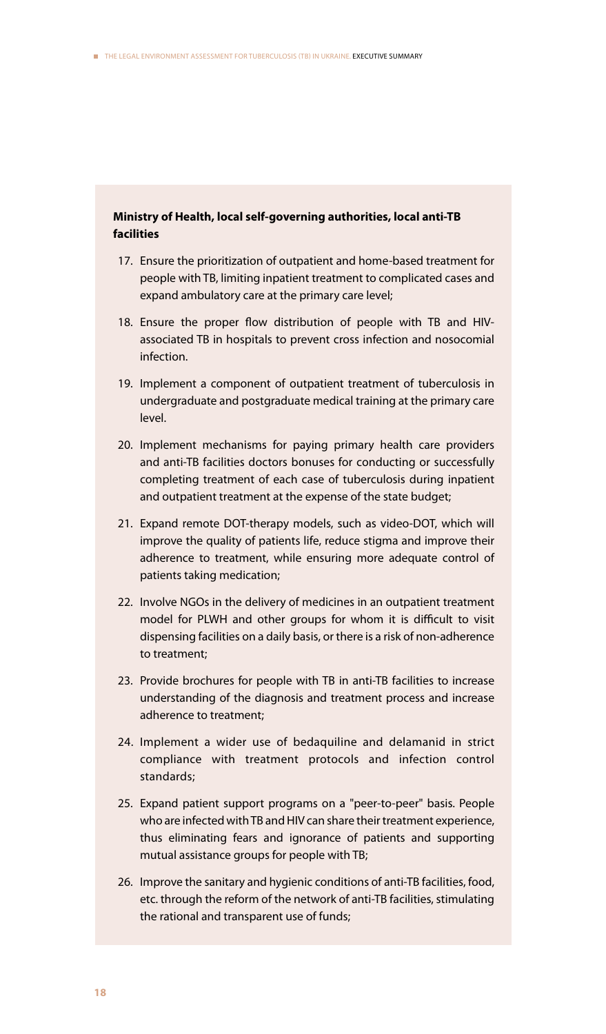**Ministry of Health, local self-governing authorities, local anti-TB facilities**

17. Ensure the prioritization of outpatient and home-based treatment for people with TB, limiting inpatient treatment to complicated cases and expand ambulatory care at the primary care level;
18. Ensure the proper flow distribution of people with TB and HIV-associated TB in hospitals to prevent cross infection and nosocomial infection.
19. Implement a component of outpatient treatment of tuberculosis in undergraduate and postgraduate medical training at the primary care level.
20. Implement mechanisms for paying primary health care providers and anti-TB facilities doctors bonuses for conducting or successfully completing treatment of each case of tuberculosis during inpatient and outpatient treatment at the expense of the state budget;
21. Expand remote DOT-therapy models, such as video-DOT, which will improve the quality of patients life, reduce stigma and improve their adherence to treatment, while ensuring more adequate control of patients taking medication;
22. Involve NGOs in the delivery of medicines in an outpatient treatment model for PLWH and other groups for whom it is difficult to visit dispensing facilities on a daily basis, or there is a risk of non-adherence to treatment;
23. Provide brochures for people with TB in anti-TB facilities to increase understanding of the diagnosis and treatment process and increase adherence to treatment;
24. Implement a wider use of bedaquiline and delamanid in strict compliance with treatment protocols and infection control standards;
25. Expand patient support programs on a "peer-to-peer" basis. People who are infected with TB and HIV can share their treatment experience, thus eliminating fears and ignorance of patients and supporting mutual assistance groups for people with TB;
26. Improve the sanitary and hygienic conditions of anti-TB facilities, food, etc. through the reform of the network of anti-TB facilities, stimulating the rational and transparent use of funds;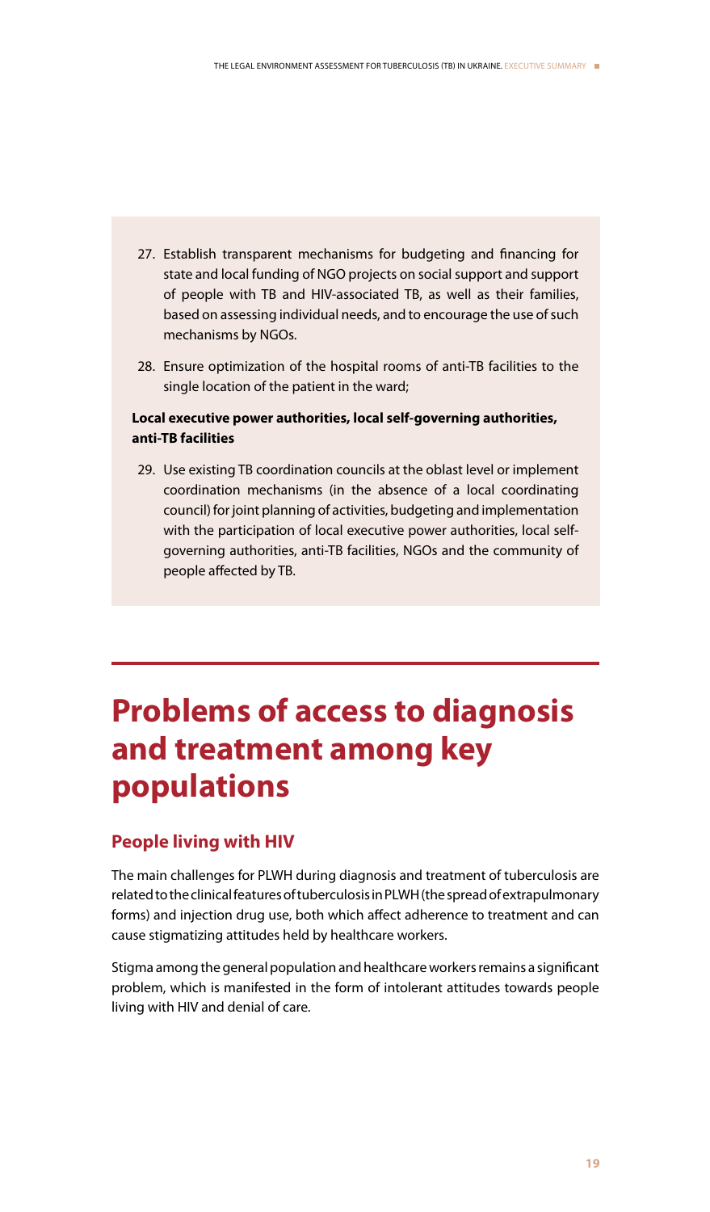27. Establish transparent mechanisms for budgeting and financing for state and local funding of NGO projects on social support and support of people with TB and HIV-associated TB, as well as their families, based on assessing individual needs, and to encourage the use of such mechanisms by NGOs.

28. Ensure optimization of the hospital rooms of anti-TB facilities to the single location of the patient in the ward;

**Local executive power authorities, local self-governing authorities, anti-TB facilities**

29. Use existing TB coordination councils at the oblast level or implement coordination mechanisms (in the absence of a local coordinating council) for joint planning of activities, budgeting and implementation with the participation of local executive power authorities, local self-governing authorities, anti-TB facilities, NGOs and the community of people affected by TB.

# Problems of access to diagnosis and treatment among key populations

## People living with HIV

The main challenges for PLWH during diagnosis and treatment of tuberculosis are related to the clinical features of tuberculosis in PLWH (the spread of extrapulmonary forms) and injection drug use, both which affect adherence to treatment and can cause stigmatizing attitudes held by healthcare workers.

Stigma among the general population and healthcare workers remains a significant problem, which is manifested in the form of intolerant attitudes towards people living with HIV and denial of care.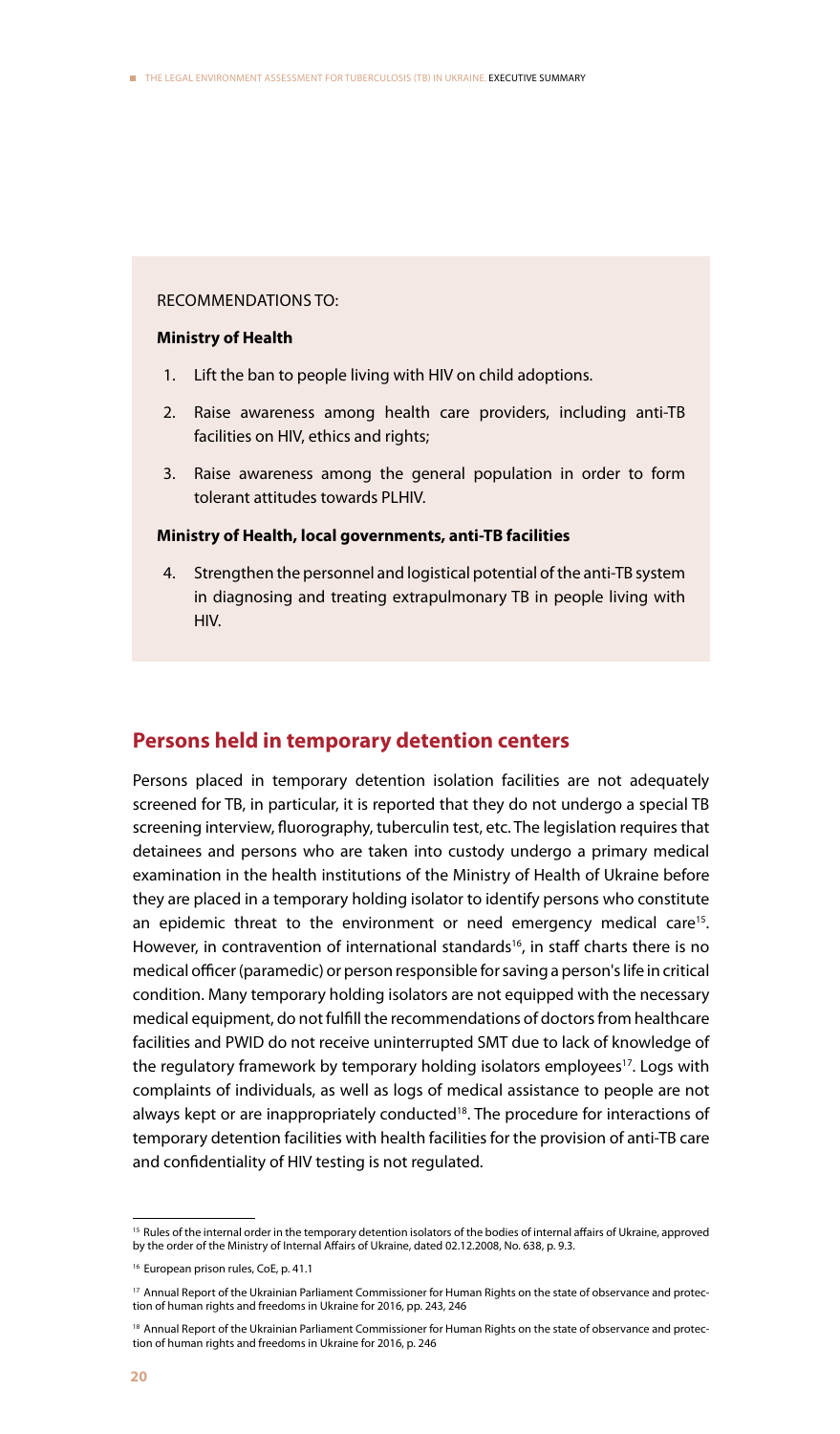RECOMMENDATIONS TO:

**Ministry of Health**

1. Lift the ban to people living with HIV on child adoptions.
2. Raise awareness among health care providers, including anti-TB facilities on HIV, ethics and rights;
3. Raise awareness among the general population in order to form tolerant attitudes towards PLHIV.

**Ministry of Health, local governments, anti-TB facilities**

4. Strengthen the personnel and logistical potential of the anti-TB system in diagnosing and treating extrapulmonary TB in people living with HIV.

## Persons held in temporary detention centers

Persons placed in temporary detention isolation facilities are not adequately screened for TB, in particular, it is reported that they do not undergo a special TB screening interview, fluorography, tuberculin test, etc. The legislation requires that detainees and persons who are taken into custody undergo a primary medical examination in the health institutions of the Ministry of Health of Ukraine before they are placed in a temporary holding isolator to identify persons who constitute an epidemic threat to the environment or need emergency medical care[15]. However, in contravention of international standards[16], in staff charts there is no medical officer (paramedic) or person responsible for saving a person's life in critical condition. Many temporary holding isolators are not equipped with the necessary medical equipment, do not fulfill the recommendations of doctors from healthcare facilities and PWID do not receive uninterrupted SMT due to lack of knowledge of the regulatory framework by temporary holding isolators employees[17]. Logs with complaints of individuals, as well as logs of medical assistance to people are not always kept or are inappropriately conducted[18]. The procedure for interactions of temporary detention facilities with health facilities for the provision of anti-TB care and confidentiality of HIV testing is not regulated.

---

[15] Rules of the internal order in the temporary detention isolators of the bodies of internal affairs of Ukraine, approved by the order of the Ministry of Internal Affairs of Ukraine, dated 02.12.2008, No. 638, p. 9.3.

[16] European prison rules, CoE, p. 41.1

[17] Annual Report of the Ukrainian Parliament Commissioner for Human Rights on the state of observance and protection of human rights and freedoms in Ukraine for 2016, pp. 243, 246

[18] Annual Report of the Ukrainian Parliament Commissioner for Human Rights on the state of observance and protection of human rights and freedoms in Ukraine for 2016, p. 246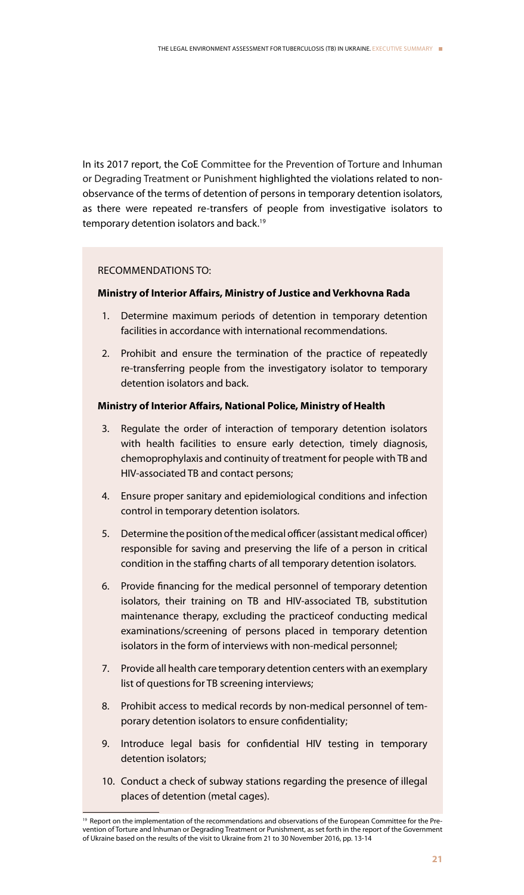In its 2017 report, the CoE Committee for the Prevention of Torture and Inhuman or Degrading Treatment or Punishment highlighted the violations related to non-observance of the terms of detention of persons in temporary detention isolators, as there were repeated re-transfers of people from investigative isolators to temporary detention isolators and back.[19]

RECOMMENDATIONS TO:

**Ministry of Interior Affairs, Ministry of Justice and Verkhovna Rada**

1. Determine maximum periods of detention in temporary detention facilities in accordance with international recommendations.
2. Prohibit and ensure the termination of the practice of repeatedly re-transferring people from the investigatory isolator to temporary detention isolators and back.

**Ministry of Interior Affairs, National Police, Ministry of Health**

3. Regulate the order of interaction of temporary detention isolators with health facilities to ensure early detection, timely diagnosis, chemoprophylaxis and continuity of treatment for people with TB and HIV-associated TB and contact persons;
4. Ensure proper sanitary and epidemiological conditions and infection control in temporary detention isolators.
5. Determine the position of the medical officer (assistant medical officer) responsible for saving and preserving the life of a person in critical condition in the staffing charts of all temporary detention isolators.
6. Provide financing for the medical personnel of temporary detention isolators, their training on TB and HIV-associated TB, substitution maintenance therapy, excluding the practiceof conducting medical examinations/screening of persons placed in temporary detention isolators in the form of interviews with non-medical personnel;
7. Provide all health care temporary detention centers with an exemplary list of questions for TB screening interviews;
8. Prohibit access to medical records by non-medical personnel of temporary detention isolators to ensure confidentiality;
9. Introduce legal basis for confidential HIV testing in temporary detention isolators;
10. Conduct a check of subway stations regarding the presence of illegal places of detention (metal cages).

[19] Report on the implementation of the recommendations and observations of the European Committee for the Prevention of Torture and Inhuman or Degrading Treatment or Punishment, as set forth in the report of the Government of Ukraine based on the results of the visit to Ukraine from 21 to 30 November 2016, pp. 13-14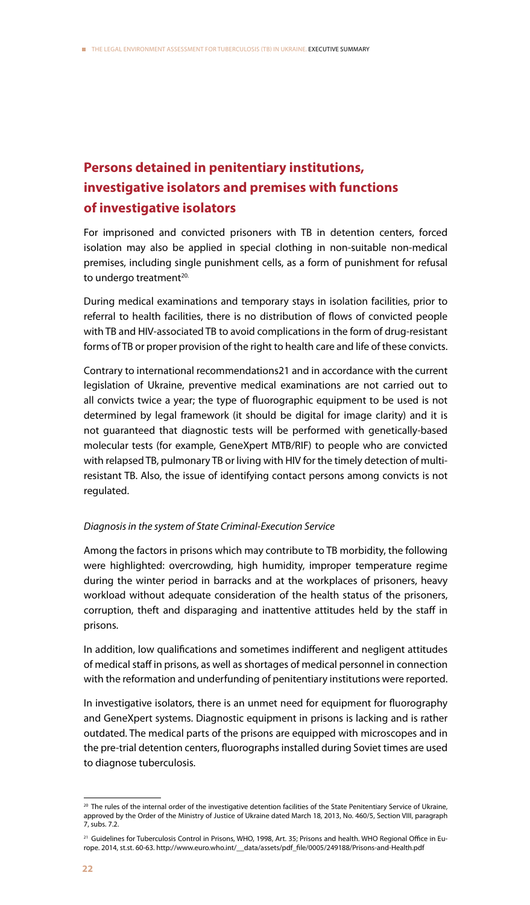## Persons detained in penitentiary institutions, investigative isolators and premises with functions of investigative isolators

For imprisoned and convicted prisoners with TB in detention centers, forced isolation may also be applied in special clothing in non-suitable non-medical premises, including single punishment cells, as a form of punishment for refusal to undergo treatment[20].

During medical examinations and temporary stays in isolation facilities, prior to referral to health facilities, there is no distribution of flows of convicted people with TB and HIV-associated TB to avoid complications in the form of drug-resistant forms of TB or proper provision of the right to health care and life of these convicts.

Contrary to international recommendations21 and in accordance with the current legislation of Ukraine, preventive medical examinations are not carried out to all convicts twice a year; the type of fluorographic equipment to be used is not determined by legal framework (it should be digital for image clarity) and it is not guaranteed that diagnostic tests will be performed with genetically-based molecular tests (for example, GeneXpert MTB/RIF) to people who are convicted with relapsed TB, pulmonary TB or living with HIV for the timely detection of multi-resistant TB. Also, the issue of identifying contact persons among convicts is not regulated.

*Diagnosis in the system of State Criminal-Execution Service*

Among the factors in prisons which may contribute to TB morbidity, the following were highlighted: overcrowding, high humidity, improper temperature regime during the winter period in barracks and at the workplaces of prisoners, heavy workload without adequate consideration of the health status of the prisoners, corruption, theft and disparaging and inattentive attitudes held by the staff in prisons.

In addition, low qualifications and sometimes indifferent and negligent attitudes of medical staff in prisons, as well as shortages of medical personnel in connection with the reformation and underfunding of penitentiary institutions were reported.

In investigative isolators, there is an unmet need for equipment for fluorography and GeneXpert systems. Diagnostic equipment in prisons is lacking and is rather outdated. The medical parts of the prisons are equipped with microscopes and in the pre-trial detention centers, fluorographs installed during Soviet times are used to diagnose tuberculosis.

---

[20] The rules of the internal order of the investigative detention facilities of the State Penitentiary Service of Ukraine, approved by the Order of the Ministry of Justice of Ukraine dated March 18, 2013, No. 460/5, Section VIII, paragraph 7, subs. 7.2.

[21] Guidelines for Tuberculosis Control in Prisons, WHO, 1998, Art. 35; Prisons and health. WHO Regional Office in Europe. 2014, st.st. 60-63. http://www.euro.who.int/__data/assets/pdf_file/0005/249188/Prisons-and-Health.pdf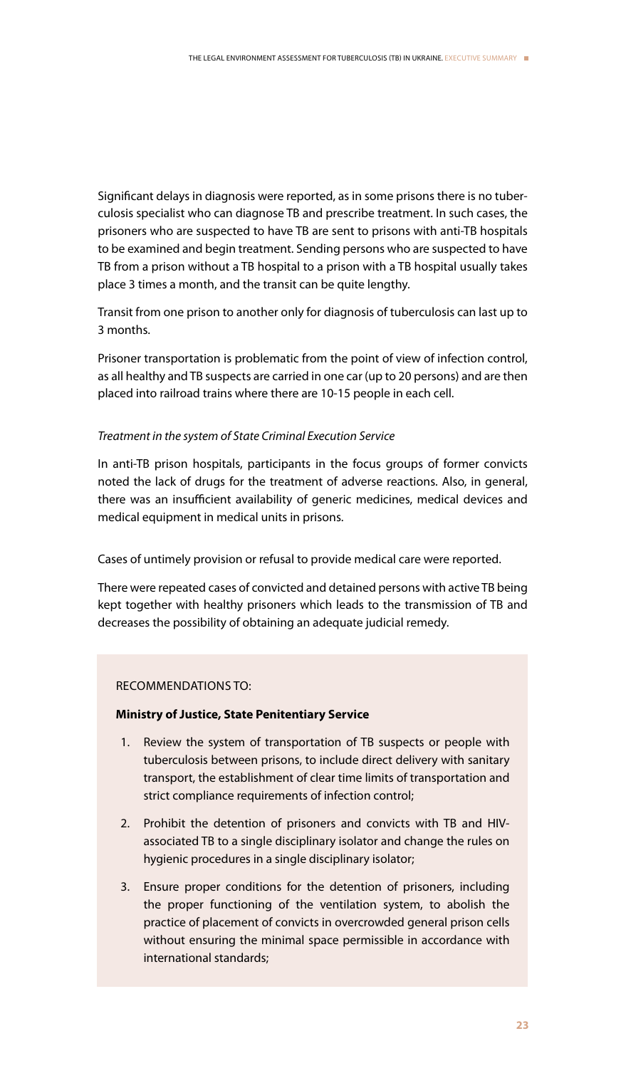Significant delays in diagnosis were reported, as in some prisons there is no tuberculosis specialist who can diagnose TB and prescribe treatment. In such cases, the prisoners who are suspected to have TB are sent to prisons with anti-TB hospitals to be examined and begin treatment. Sending persons who are suspected to have TB from a prison without a TB hospital to a prison with a TB hospital usually takes place 3 times a month, and the transit can be quite lengthy.

Transit from one prison to another only for diagnosis of tuberculosis can last up to 3 months.

Prisoner transportation is problematic from the point of view of infection control, as all healthy and TB suspects are carried in one car (up to 20 persons) and are then placed into railroad trains where there are 10-15 people in each cell.

*Treatment in the system of State Criminal Execution Service*

In anti-TB prison hospitals, participants in the focus groups of former convicts noted the lack of drugs for the treatment of adverse reactions. Also, in general, there was an insufficient availability of generic medicines, medical devices and medical equipment in medical units in prisons.

Cases of untimely provision or refusal to provide medical care were reported.

There were repeated cases of convicted and detained persons with active TB being kept together with healthy prisoners which leads to the transmission of TB and decreases the possibility of obtaining an adequate judicial remedy.

RECOMMENDATIONS TO:

**Ministry of Justice, State Penitentiary Service**

1. Review the system of transportation of TB suspects or people with tuberculosis between prisons, to include direct delivery with sanitary transport, the establishment of clear time limits of transportation and strict compliance requirements of infection control;
2. Prohibit the detention of prisoners and convicts with TB and HIV-associated TB to a single disciplinary isolator and change the rules on hygienic procedures in a single disciplinary isolator;
3. Ensure proper conditions for the detention of prisoners, including the proper functioning of the ventilation system, to abolish the practice of placement of convicts in overcrowded general prison cells without ensuring the minimal space permissible in accordance with international standards;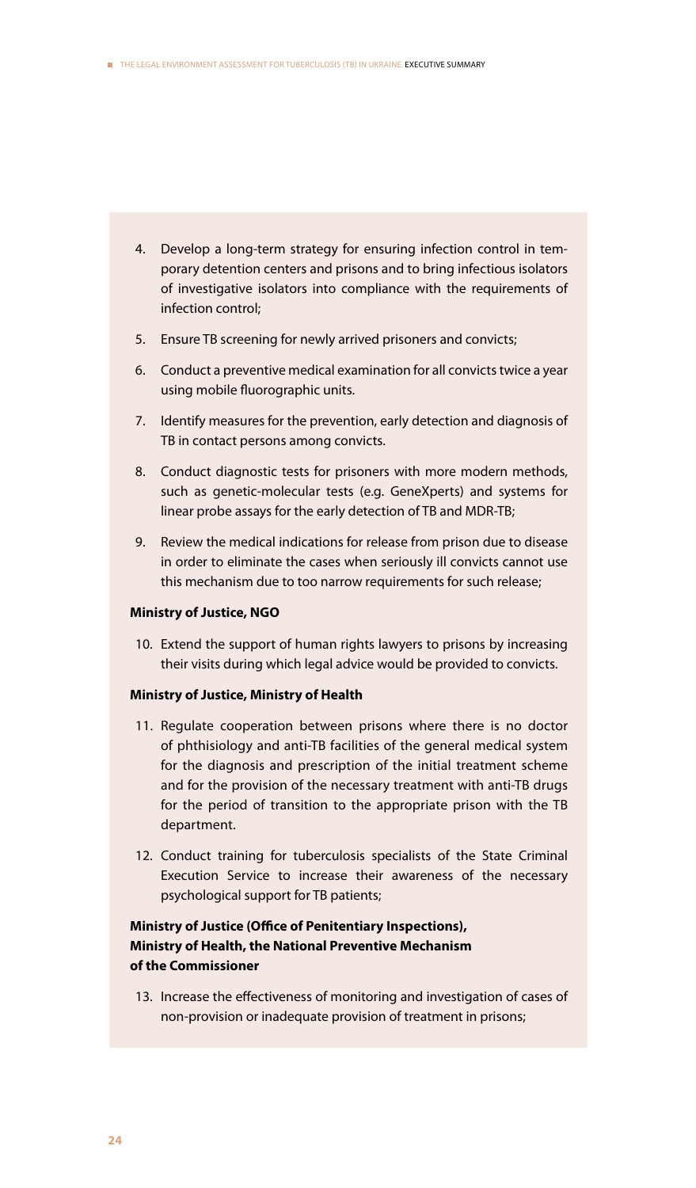4. Develop a long-term strategy for ensuring infection control in temporary detention centers and prisons and to bring infectious isolators of investigative isolators into compliance with the requirements of infection control;
5. Ensure TB screening for newly arrived prisoners and convicts;
6. Conduct a preventive medical examination for all convicts twice a year using mobile fluorographic units.
7. Identify measures for the prevention, early detection and diagnosis of TB in contact persons among convicts.
8. Conduct diagnostic tests for prisoners with more modern methods, such as genetic-molecular tests (e.g. GeneXperts) and systems for linear probe assays for the early detection of TB and MDR-TB;
9. Review the medical indications for release from prison due to disease in order to eliminate the cases when seriously ill convicts cannot use this mechanism due to too narrow requirements for such release;

**Ministry of Justice, NGO**

10. Extend the support of human rights lawyers to prisons by increasing their visits during which legal advice would be provided to convicts.

**Ministry of Justice, Ministry of Health**

11. Regulate cooperation between prisons where there is no doctor of phthisiology and anti-TB facilities of the general medical system for the diagnosis and prescription of the initial treatment scheme and for the provision of the necessary treatment with anti-TB drugs for the period of transition to the appropriate prison with the TB department.
12. Conduct training for tuberculosis specialists of the State Criminal Execution Service to increase their awareness of the necessary psychological support for TB patients;

**Ministry of Justice (Office of Penitentiary Inspections), Ministry of Health, the National Preventive Mechanism of the Commissioner**

13. Increase the effectiveness of monitoring and investigation of cases of non-provision or inadequate provision of treatment in prisons;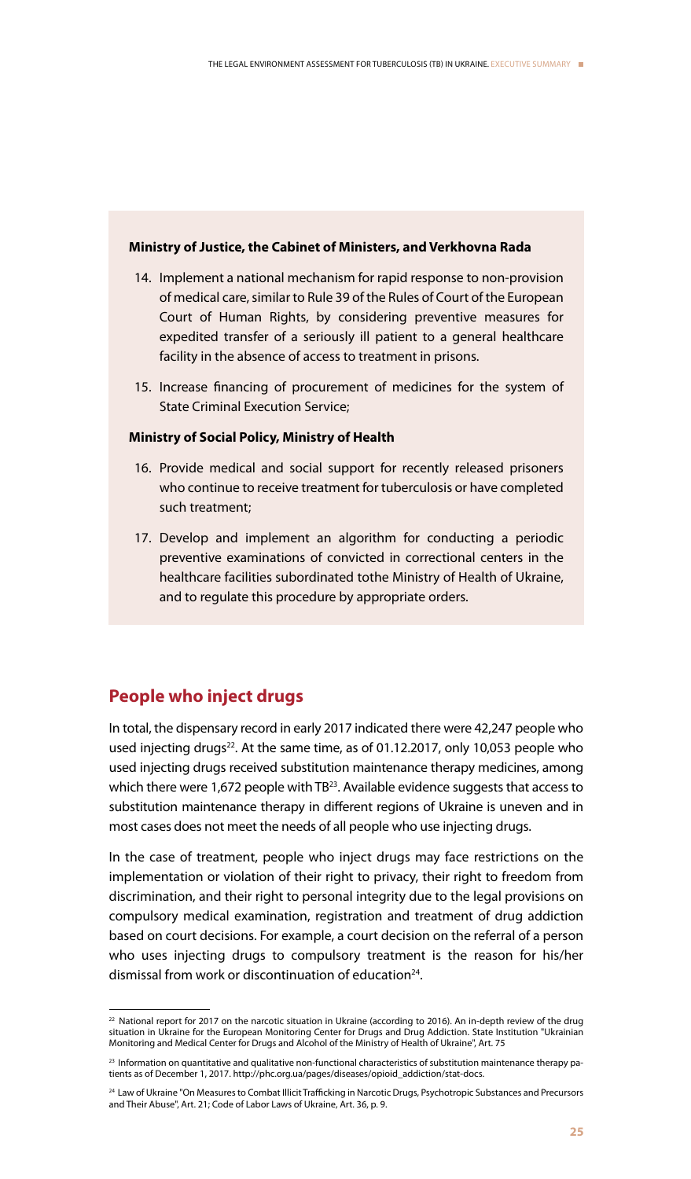**Ministry of Justice, the Cabinet of Ministers, and Verkhovna Rada**

14. Implement a national mechanism for rapid response to non-provision of medical care, similar to Rule 39 of the Rules of Court of the European Court of Human Rights, by considering preventive measures for expedited transfer of a seriously ill patient to a general healthcare facility in the absence of access to treatment in prisons.
15. Increase financing of procurement of medicines for the system of State Criminal Execution Service;

**Ministry of Social Policy, Ministry of Health**

16. Provide medical and social support for recently released prisoners who continue to receive treatment for tuberculosis or have completed such treatment;
17. Develop and implement an algorithm for conducting a periodic preventive examinations of convicted in correctional centers in the healthcare facilities subordinated tothe Ministry of Health of Ukraine, and to regulate this procedure by appropriate orders.

## People who inject drugs

In total, the dispensary record in early 2017 indicated there were 42,247 people who used injecting drugs[22]. At the same time, as of 01.12.2017, only 10,053 people who used injecting drugs received substitution maintenance therapy medicines, among which there were 1,672 people with TB[23]. Available evidence suggests that access to substitution maintenance therapy in different regions of Ukraine is uneven and in most cases does not meet the needs of all people who use injecting drugs.

In the case of treatment, people who inject drugs may face restrictions on the implementation or violation of their right to privacy, their right to freedom from discrimination, and their right to personal integrity due to the legal provisions on compulsory medical examination, registration and treatment of drug addiction based on court decisions. For example, a court decision on the referral of a person who uses injecting drugs to compulsory treatment is the reason for his/her dismissal from work or discontinuation of education[24].

---

[22] National report for 2017 on the narcotic situation in Ukraine (according to 2016). An in-depth review of the drug situation in Ukraine for the European Monitoring Center for Drugs and Drug Addiction. State Institution "Ukrainian Monitoring and Medical Center for Drugs and Alcohol of the Ministry of Health of Ukraine", Art. 75

[23] Information on quantitative and qualitative non-functional characteristics of substitution maintenance therapy patients as of December 1, 2017. http://phc.org.ua/pages/diseases/opioid_addiction/stat-docs.

[24] Law of Ukraine "On Measures to Combat Illicit Trafficking in Narcotic Drugs, Psychotropic Substances and Precursors and Their Abuse", Art. 21; Code of Labor Laws of Ukraine, Art. 36, p. 9.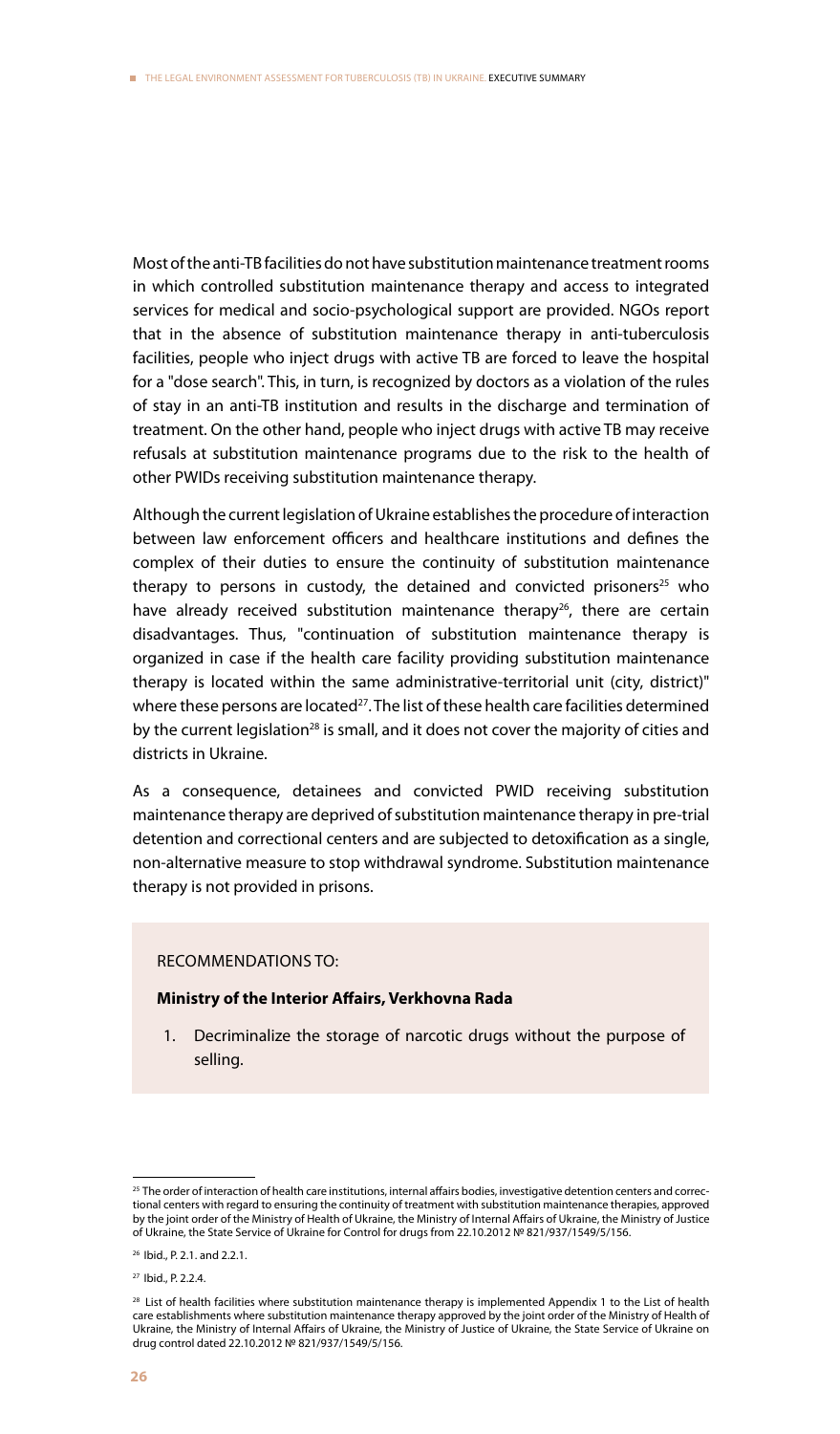Most of the anti-TB facilities do not have substitution maintenance treatment rooms in which controlled substitution maintenance therapy and access to integrated services for medical and socio-psychological support are provided. NGOs report that in the absence of substitution maintenance therapy in anti-tuberculosis facilities, people who inject drugs with active TB are forced to leave the hospital for a "dose search". This, in turn, is recognized by doctors as a violation of the rules of stay in an anti-TB institution and results in the discharge and termination of treatment. On the other hand, people who inject drugs with active TB may receive refusals at substitution maintenance programs due to the risk to the health of other PWIDs receiving substitution maintenance therapy.

Although the current legislation of Ukraine establishes the procedure of interaction between law enforcement officers and healthcare institutions and defines the complex of their duties to ensure the continuity of substitution maintenance therapy to persons in custody, the detained and convicted prisoners[25] who have already received substitution maintenance therapy[26], there are certain disadvantages. Thus, "continuation of substitution maintenance therapy is organized in case if the health care facility providing substitution maintenance therapy is located within the same administrative-territorial unit (city, district)" where these persons are located[27]. The list of these health care facilities determined by the current legislation[28] is small, and it does not cover the majority of cities and districts in Ukraine.

As a consequence, detainees and convicted PWID receiving substitution maintenance therapy are deprived of substitution maintenance therapy in pre-trial detention and correctional centers and are subjected to detoxification as a single, non-alternative measure to stop withdrawal syndrome. Substitution maintenance therapy is not provided in prisons.

RECOMMENDATIONS TO:

**Ministry of the Interior Affairs, Verkhovna Rada**

1. Decriminalize the storage of narcotic drugs without the purpose of selling.

---

[25] The order of interaction of health care institutions, internal affairs bodies, investigative detention centers and correctional centers with regard to ensuring the continuity of treatment with substitution maintenance therapies, approved by the joint order of the Ministry of Health of Ukraine, the Ministry of Internal Affairs of Ukraine, the Ministry of Justice of Ukraine, the State Service of Ukraine for Control for drugs from 22.10.2012 № 821/937/1549/5/156.

[26] Ibid., P. 2.1. and 2.2.1.

[27] Ibid., P. 2.2.4.

[28] List of health facilities where substitution maintenance therapy is implemented Appendix 1 to the List of health care establishments where substitution maintenance therapy approved by the joint order of the Ministry of Health of Ukraine, the Ministry of Internal Affairs of Ukraine, the Ministry of Justice of Ukraine, the State Service of Ukraine on drug control dated 22.10.2012 № 821/937/1549/5/156.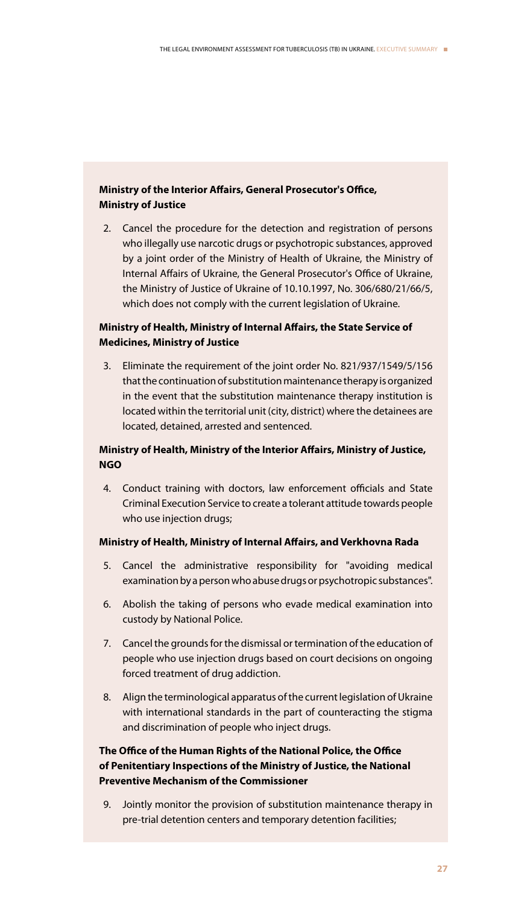**Ministry of the Interior Affairs, General Prosecutor's Office, Ministry of Justice**

2. Cancel the procedure for the detection and registration of persons who illegally use narcotic drugs or psychotropic substances, approved by a joint order of the Ministry of Health of Ukraine, the Ministry of Internal Affairs of Ukraine, the General Prosecutor's Office of Ukraine, the Ministry of Justice of Ukraine of 10.10.1997, No. 306/680/21/66/5, which does not comply with the current legislation of Ukraine.

**Ministry of Health, Ministry of Internal Affairs, the State Service of Medicines, Ministry of Justice**

3. Eliminate the requirement of the joint order No. 821/937/1549/5/156 that the continuation of substitution maintenance therapy is organized in the event that the substitution maintenance therapy institution is located within the territorial unit (city, district) where the detainees are located, detained, arrested and sentenced.

**Ministry of Health, Ministry of the Interior Affairs, Ministry of Justice, NGO**

4. Conduct training with doctors, law enforcement officials and State Criminal Execution Service to create a tolerant attitude towards people who use injection drugs;

**Ministry of Health, Ministry of Internal Affairs, and Verkhovna Rada**

5. Cancel the administrative responsibility for "avoiding medical examination by a person who abuse drugs or psychotropic substances".
6. Abolish the taking of persons who evade medical examination into custody by National Police.
7. Cancel the grounds for the dismissal or termination of the education of people who use injection drugs based on court decisions on ongoing forced treatment of drug addiction.
8. Align the terminological apparatus of the current legislation of Ukraine with international standards in the part of counteracting the stigma and discrimination of people who inject drugs.

**The Office of the Human Rights of the National Police, the Office of Penitentiary Inspections of the Ministry of Justice, the National Preventive Mechanism of the Commissioner**

9. Jointly monitor the provision of substitution maintenance therapy in pre-trial detention centers and temporary detention facilities;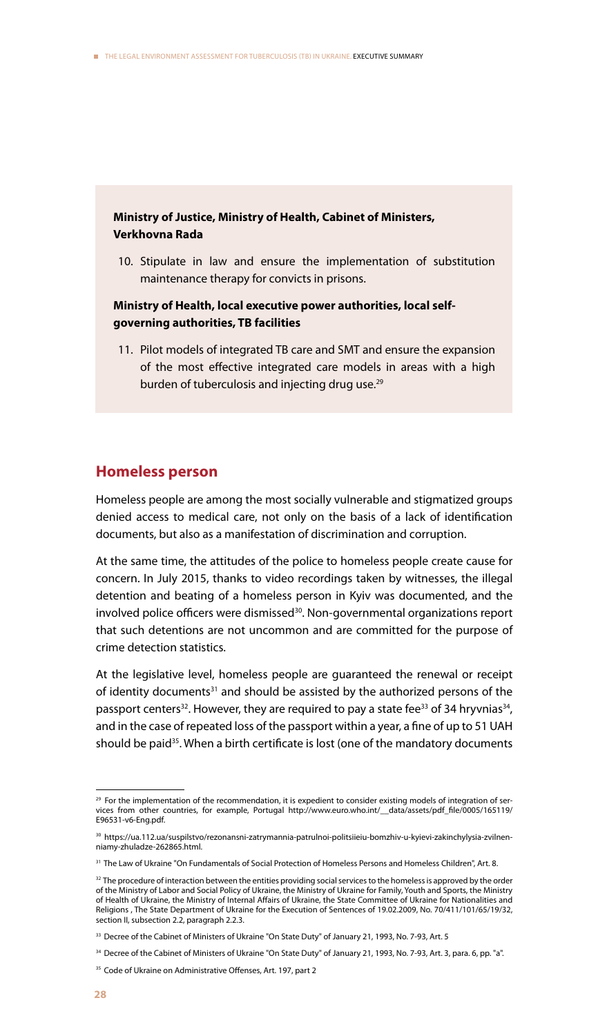**Ministry of Justice, Ministry of Health, Cabinet of Ministers, Verkhovna Rada**

10. Stipulate in law and ensure the implementation of substitution maintenance therapy for convicts in prisons.

**Ministry of Health, local executive power authorities, local self-governing authorities, TB facilities**

11. Pilot models of integrated TB care and SMT and ensure the expansion of the most effective integrated care models in areas with a high burden of tuberculosis and injecting drug use.[29]

## Homeless person

Homeless people are among the most socially vulnerable and stigmatized groups denied access to medical care, not only on the basis of a lack of identification documents, but also as a manifestation of discrimination and corruption.

At the same time, the attitudes of the police to homeless people create cause for concern. In July 2015, thanks to video recordings taken by witnesses, the illegal detention and beating of a homeless person in Kyiv was documented, and the involved police officers were dismissed[30]. Non-governmental organizations report that such detentions are not uncommon and are committed for the purpose of crime detection statistics.

At the legislative level, homeless people are guaranteed the renewal or receipt of identity documents[31] and should be assisted by the authorized persons of the passport centers[32]. However, they are required to pay a state fee[33] of 34 hryvnias[34], and in the case of repeated loss of the passport within a year, a fine of up to 51 UAH should be paid[35]. When a birth certificate is lost (one of the mandatory documents

---

[29] For the implementation of the recommendation, it is expedient to consider existing models of integration of services from other countries, for example, Portugal http://www.euro.who.int/__data/assets/pdf_file/0005/165119/E96531-v6-Eng.pdf.

[30] https://ua.112.ua/suspilstvo/rezonansni-zatrymannia-patrulnoi-politsiieiu-bomzhiv-u-kyievi-zakinchylysia-zvilnenniamy-zhuladze-262865.html.

[31] The Law of Ukraine "On Fundamentals of Social Protection of Homeless Persons and Homeless Children", Art. 8.

[32] The procedure of interaction between the entities providing social services to the homeless is approved by the order of the Ministry of Labor and Social Policy of Ukraine, the Ministry of Ukraine for Family, Youth and Sports, the Ministry of Health of Ukraine, the Ministry of Internal Affairs of Ukraine, the State Committee of Ukraine for Nationalities and Religions , The State Department of Ukraine for the Execution of Sentences of 19.02.2009, No. 70/411/101/65/19/32, section II, subsection 2.2, paragraph 2.2.3.

[33] Decree of the Cabinet of Ministers of Ukraine "On State Duty" of January 21, 1993, No. 7-93, Art. 5

[34] Decree of the Cabinet of Ministers of Ukraine "On State Duty" of January 21, 1993, No. 7-93, Art. 3, para. 6, pp. "a".

[35] Code of Ukraine on Administrative Offenses, Art. 197, part 2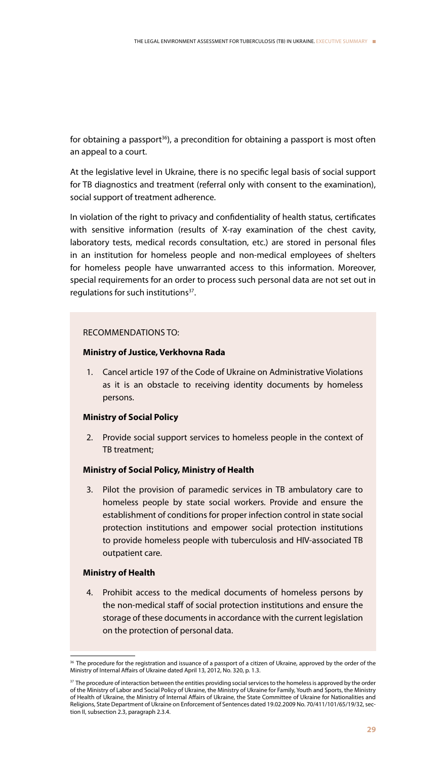for obtaining a passport[36]), a precondition for obtaining a passport is most often an appeal to a court.

At the legislative level in Ukraine, there is no specific legal basis of social support for TB diagnostics and treatment (referral only with consent to the examination), social support of treatment adherence.

In violation of the right to privacy and confidentiality of health status, certificates with sensitive information (results of X-ray examination of the chest cavity, laboratory tests, medical records consultation, etc.) are stored in personal files in an institution for homeless people and non-medical employees of shelters for homeless people have unwarranted access to this information. Moreover, special requirements for an order to process such personal data are not set out in regulations for such institutions[37].

RECOMMENDATIONS TO:

**Ministry of Justice, Verkhovna Rada**

1. Cancel article 197 of the Code of Ukraine on Administrative Violations as it is an obstacle to receiving identity documents by homeless persons.

**Ministry of Social Policy**

2. Provide social support services to homeless people in the context of TB treatment;

**Ministry of Social Policy, Ministry of Health**

3. Pilot the provision of paramedic services in TB ambulatory care to homeless people by state social workers. Provide and ensure the establishment of conditions for proper infection control in state social protection institutions and empower social protection institutions to provide homeless people with tuberculosis and HIV-associated TB outpatient care.

**Ministry of Health**

4. Prohibit access to the medical documents of homeless persons by the non-medical staff of social protection institutions and ensure the storage of these documents in accordance with the current legislation on the protection of personal data.

---

[36] The procedure for the registration and issuance of a passport of a citizen of Ukraine, approved by the order of the Ministry of Internal Affairs of Ukraine dated April 13, 2012, No. 320, p. 1.3.

[37] The procedure of interaction between the entities providing social services to the homeless is approved by the order of the Ministry of Labor and Social Policy of Ukraine, the Ministry of Ukraine for Family, Youth and Sports, the Ministry of Health of Ukraine, the Ministry of Internal Affairs of Ukraine, the State Committee of Ukraine for Nationalities and Religions, State Department of Ukraine on Enforcement of Sentences dated 19.02.2009 No. 70/411/101/65/19/32, section II, subsection 2.3, paragraph 2.3.4.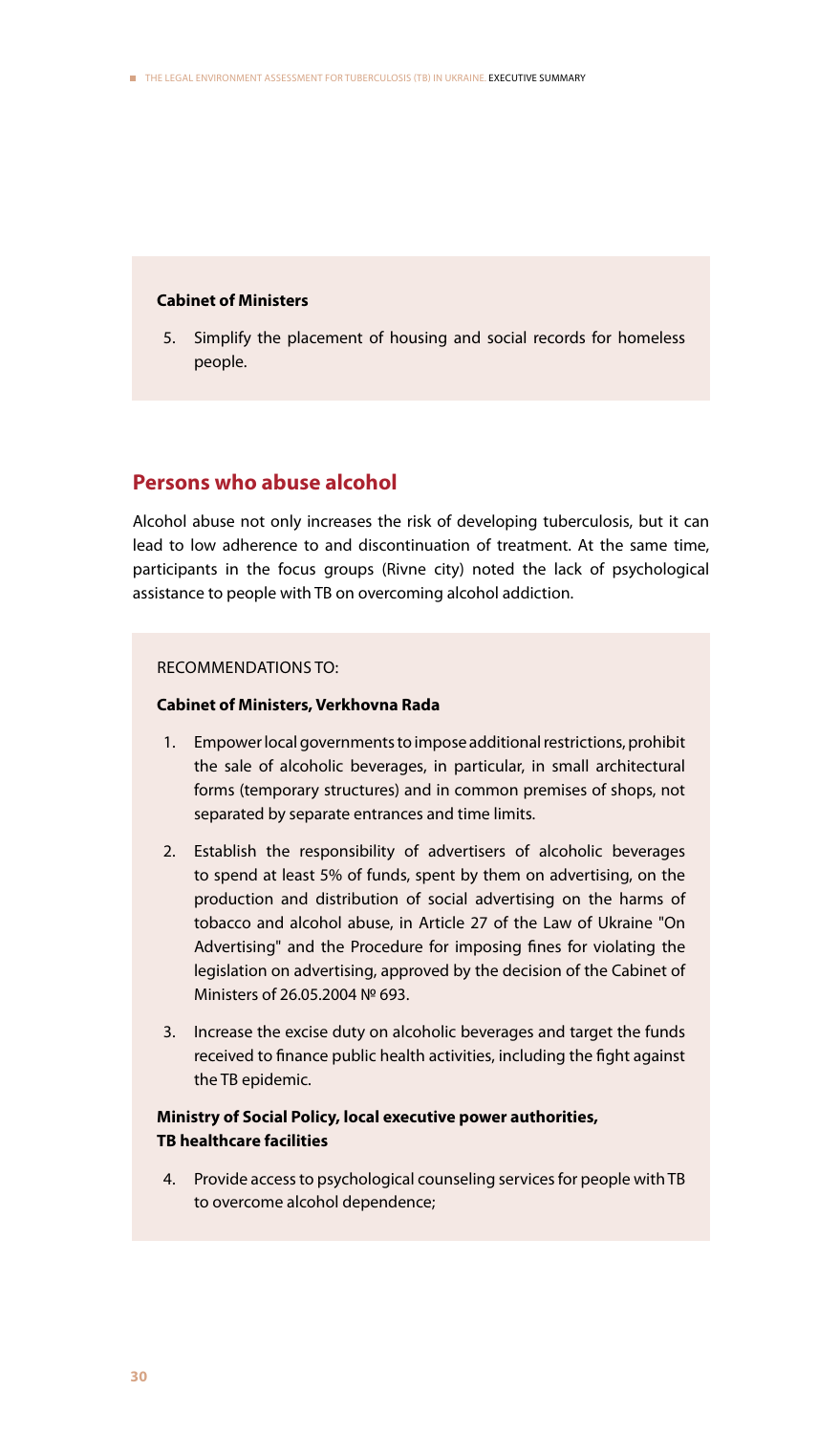**Cabinet of Ministers**

5. Simplify the placement of housing and social records for homeless people.

## Persons who abuse alcohol

Alcohol abuse not only increases the risk of developing tuberculosis, but it can lead to low adherence to and discontinuation of treatment. At the same time, participants in the focus groups (Rivne city) noted the lack of psychological assistance to people with TB on overcoming alcohol addiction.

RECOMMENDATIONS TO:

**Cabinet of Ministers, Verkhovna Rada**

1. Empower local governments to impose additional restrictions, prohibit the sale of alcoholic beverages, in particular, in small architectural forms (temporary structures) and in common premises of shops, not separated by separate entrances and time limits.
2. Establish the responsibility of advertisers of alcoholic beverages to spend at least 5% of funds, spent by them on advertising, on the production and distribution of social advertising on the harms of tobacco and alcohol abuse, in Article 27 of the Law of Ukraine "On Advertising" and the Procedure for imposing fines for violating the legislation on advertising, approved by the decision of the Cabinet of Ministers of 26.05.2004 № 693.
3. Increase the excise duty on alcoholic beverages and target the funds received to finance public health activities, including the fight against the TB epidemic.

**Ministry of Social Policy, local executive power authorities, TB healthcare facilities**

4. Provide access to psychological counseling services for people with TB to overcome alcohol dependence;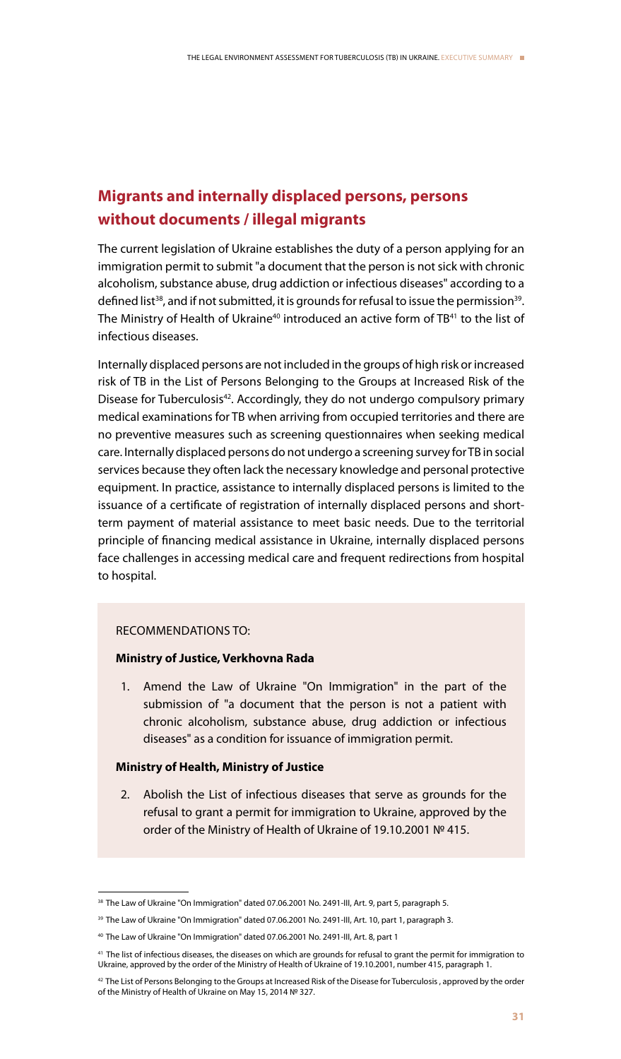## Migrants and internally displaced persons, persons without documents / illegal migrants

The current legislation of Ukraine establishes the duty of a person applying for an immigration permit to submit "a document that the person is not sick with chronic alcoholism, substance abuse, drug addiction or infectious diseases" according to a defined list[38], and if not submitted, it is grounds for refusal to issue the permission[39]. The Ministry of Health of Ukraine[40] introduced an active form of TB[41] to the list of infectious diseases.

Internally displaced persons are not included in the groups of high risk or increased risk of TB in the List of Persons Belonging to the Groups at Increased Risk of the Disease for Tuberculosis[42]. Accordingly, they do not undergo compulsory primary medical examinations for TB when arriving from occupied territories and there are no preventive measures such as screening questionnaires when seeking medical care. Internally displaced persons do not undergo a screening survey for TB in social services because they often lack the necessary knowledge and personal protective equipment. In practice, assistance to internally displaced persons is limited to the issuance of a certificate of registration of internally displaced persons and short-term payment of material assistance to meet basic needs. Due to the territorial principle of financing medical assistance in Ukraine, internally displaced persons face challenges in accessing medical care and frequent redirections from hospital to hospital.

RECOMMENDATIONS TO:

**Ministry of Justice, Verkhovna Rada**

1. Amend the Law of Ukraine "On Immigration" in the part of the submission of "a document that the person is not a patient with chronic alcoholism, substance abuse, drug addiction or infectious diseases" as a condition for issuance of immigration permit.

**Ministry of Health, Ministry of Justice**

2. Abolish the List of infectious diseases that serve as grounds for the refusal to grant a permit for immigration to Ukraine, approved by the order of the Ministry of Health of Ukraine of 19.10.2001 № 415.

---

[38] The Law of Ukraine "On Immigration" dated 07.06.2001 No. 2491-III, Art. 9, part 5, paragraph 5.

[39] The Law of Ukraine "On Immigration" dated 07.06.2001 No. 2491-III, Art. 10, part 1, paragraph 3.

[40] The Law of Ukraine "On Immigration" dated 07.06.2001 No. 2491-III, Art. 8, part 1

[41] The list of infectious diseases, the diseases on which are grounds for refusal to grant the permit for immigration to Ukraine, approved by the order of the Ministry of Health of Ukraine of 19.10.2001, number 415, paragraph 1.

[42] The List of Persons Belonging to the Groups at Increased Risk of the Disease for Tuberculosis , approved by the order of the Ministry of Health of Ukraine on May 15, 2014 № 327.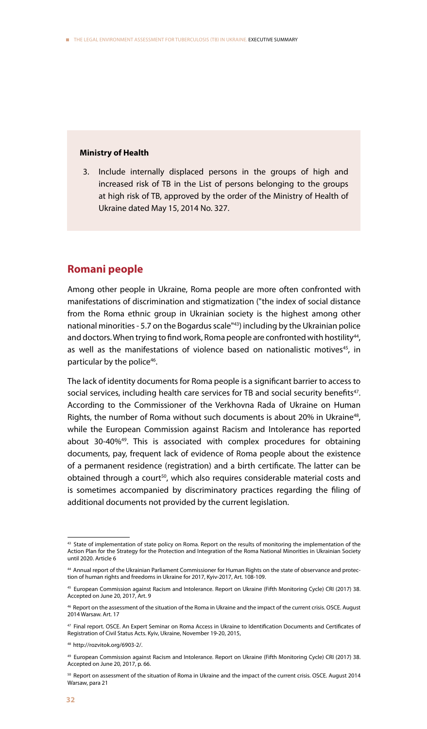**Ministry of Health**

3. Include internally displaced persons in the groups of high and increased risk of TB in the List of persons belonging to the groups at high risk of TB, approved by the order of the Ministry of Health of Ukraine dated May 15, 2014 No. 327.

## Romani people

Among other people in Ukraine, Roma people are more often confronted with manifestations of discrimination and stigmatization ("the index of social distance from the Roma ethnic group in Ukrainian society is the highest among other national minorities - 5.7 on the Bogardus scale"[43]) including by the Ukrainian police and doctors. When trying to find work, Roma people are confronted with hostility[44], as well as the manifestations of violence based on nationalistic motives[45], in particular by the police[46].

The lack of identity documents for Roma people is a significant barrier to access to social services, including health care services for TB and social security benefits[47]. According to the Commissioner of the Verkhovna Rada of Ukraine on Human Rights, the number of Roma without such documents is about 20% in Ukraine[48], while the European Commission against Racism and Intolerance has reported about 30-40%[49]. This is associated with complex procedures for obtaining documents, pay, frequent lack of evidence of Roma people about the existence of a permanent residence (registration) and a birth certificate. The latter can be obtained through a court[50], which also requires considerable material costs and is sometimes accompanied by discriminatory practices regarding the filing of additional documents not provided by the current legislation.

---

[43] State of implementation of state policy on Roma. Report on the results of monitoring the implementation of the Action Plan for the Strategy for the Protection and Integration of the Roma National Minorities in Ukrainian Society until 2020. Article 6

[44] Annual report of the Ukrainian Parliament Commissioner for Human Rights on the state of observance and protection of human rights and freedoms in Ukraine for 2017, Kyiv-2017, Art. 108-109.

[45] European Commission against Racism and Intolerance. Report on Ukraine (Fifth Monitoring Cycle) CRI (2017) 38. Accepted on June 20, 2017, Art. 9

[46] Report on the assessment of the situation of the Roma in Ukraine and the impact of the current crisis. OSCE. August 2014 Warsaw. Art. 17

[47] Final report. OSCE. An Expert Seminar on Roma Access in Ukraine to Identification Documents and Certificates of Registration of Civil Status Acts. Kyiv, Ukraine, November 19-20, 2015,

[48] http://rozvitok.org/6903-2/.

[49] European Commission against Racism and Intolerance. Report on Ukraine (Fifth Monitoring Cycle) CRI (2017) 38. Accepted on June 20, 2017, p. 66.

[50] Report on assessment of the situation of Roma in Ukraine and the impact of the current crisis. OSCE. August 2014 Warsaw, para 21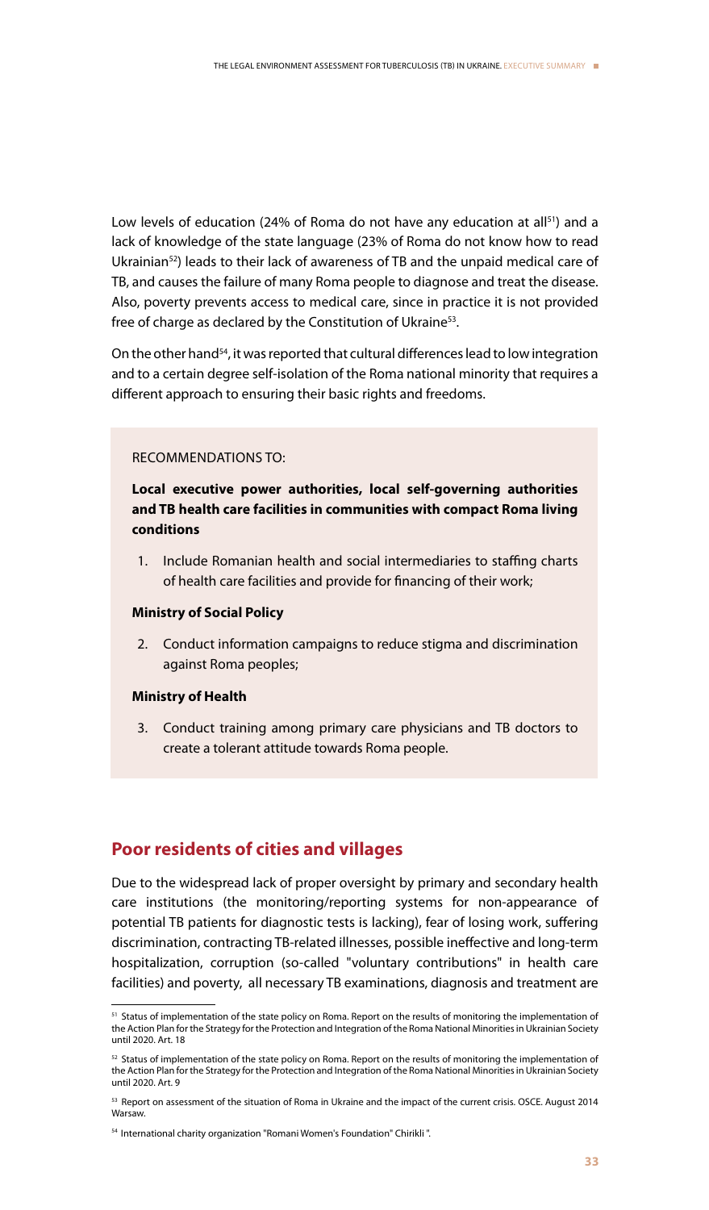Low levels of education (24% of Roma do not have any education at all[51]) and a lack of knowledge of the state language (23% of Roma do not know how to read Ukrainian[52]) leads to their lack of awareness of TB and the unpaid medical care of TB, and causes the failure of many Roma people to diagnose and treat the disease. Also, poverty prevents access to medical care, since in practice it is not provided free of charge as declared by the Constitution of Ukraine[53].

On the other hand[54], it was reported that cultural differences lead to low integration and to a certain degree self-isolation of the Roma national minority that requires a different approach to ensuring their basic rights and freedoms.

RECOMMENDATIONS TO:

**Local executive power authorities, local self-governing authorities and TB health care facilities in communities with compact Roma living conditions**

1. Include Romanian health and social intermediaries to staffing charts of health care facilities and provide for financing of their work;

**Ministry of Social Policy**

2. Conduct information campaigns to reduce stigma and discrimination against Roma peoples;

**Ministry of Health**

3. Conduct training among primary care physicians and TB doctors to create a tolerant attitude towards Roma people.

## Poor residents of cities and villages

Due to the widespread lack of proper oversight by primary and secondary health care institutions (the monitoring/reporting systems for non-appearance of potential TB patients for diagnostic tests is lacking), fear of losing work, suffering discrimination, contracting TB-related illnesses, possible ineffective and long-term hospitalization, corruption (so-called "voluntary contributions" in health care facilities) and poverty, all necessary TB examinations, diagnosis and treatment are

---

[51] Status of implementation of the state policy on Roma. Report on the results of monitoring the implementation of the Action Plan for the Strategy for the Protection and Integration of the Roma National Minorities in Ukrainian Society until 2020. Art. 18

[52] Status of implementation of the state policy on Roma. Report on the results of monitoring the implementation of the Action Plan for the Strategy for the Protection and Integration of the Roma National Minorities in Ukrainian Society until 2020. Art. 9

[53] Report on assessment of the situation of Roma in Ukraine and the impact of the current crisis. OSCE. August 2014 Warsaw.

[54] International charity organization "Romani Women's Foundation" Chirikli ".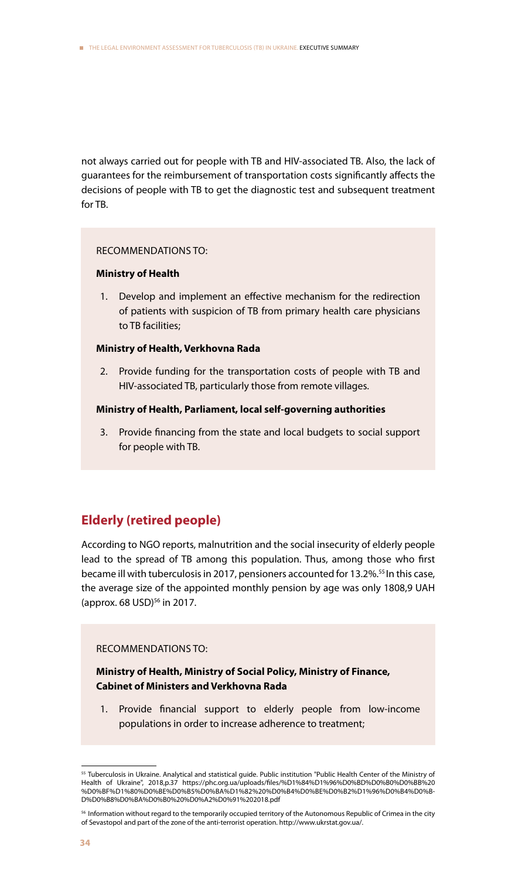not always carried out for people with TB and HIV-associated TB. Also, the lack of guarantees for the reimbursement of transportation costs significantly affects the decisions of people with TB to get the diagnostic test and subsequent treatment for TB.

RECOMMENDATIONS TO:

**Ministry of Health**

1. Develop and implement an effective mechanism for the redirection of patients with suspicion of TB from primary health care physicians to TB facilities;

**Ministry of Health, Verkhovna Rada**

2. Provide funding for the transportation costs of people with TB and HIV-associated TB, particularly those from remote villages.

**Ministry of Health, Parliament, local self-governing authorities**

3. Provide financing from the state and local budgets to social support for people with TB.

## Elderly (retired people)

According to NGO reports, malnutrition and the social insecurity of elderly people lead to the spread of TB among this population. Thus, among those who first became ill with tuberculosis in 2017, pensioners accounted for 13.2%.[55] In this case, the average size of the appointed monthly pension by age was only 1808,9 UAH (approx. 68 USD)[56] in 2017.

RECOMMENDATIONS TO:

**Ministry of Health, Ministry of Social Policy, Ministry of Finance, Cabinet of Ministers and Verkhovna Rada**

1. Provide financial support to elderly people from low-income populations in order to increase adherence to treatment;

---

[55] Tuberculosis in Ukraine. Analytical and statistical guide. Public institution "Public Health Center of the Ministry of Health of Ukraine", 2018,p.37 https://phc.org.ua/uploads/files/%D1%84%D1%96%D0%BD%D0%B0%D0%BB%20%D0%BF%D1%80%D0%BE%D0%B5%D0%BA%D1%82%20%D0%B4%D0%BE%D0%B2%D1%96%D0%B4%D0%B-D%D0%B8%D0%BA%D0%B0%20%D0%A2%D0%91%202018.pdf

[56] Information without regard to the temporarily occupied territory of the Autonomous Republic of Crimea in the city of Sevastopol and part of the zone of the anti-terrorist operation. http://www.ukrstat.gov.ua/.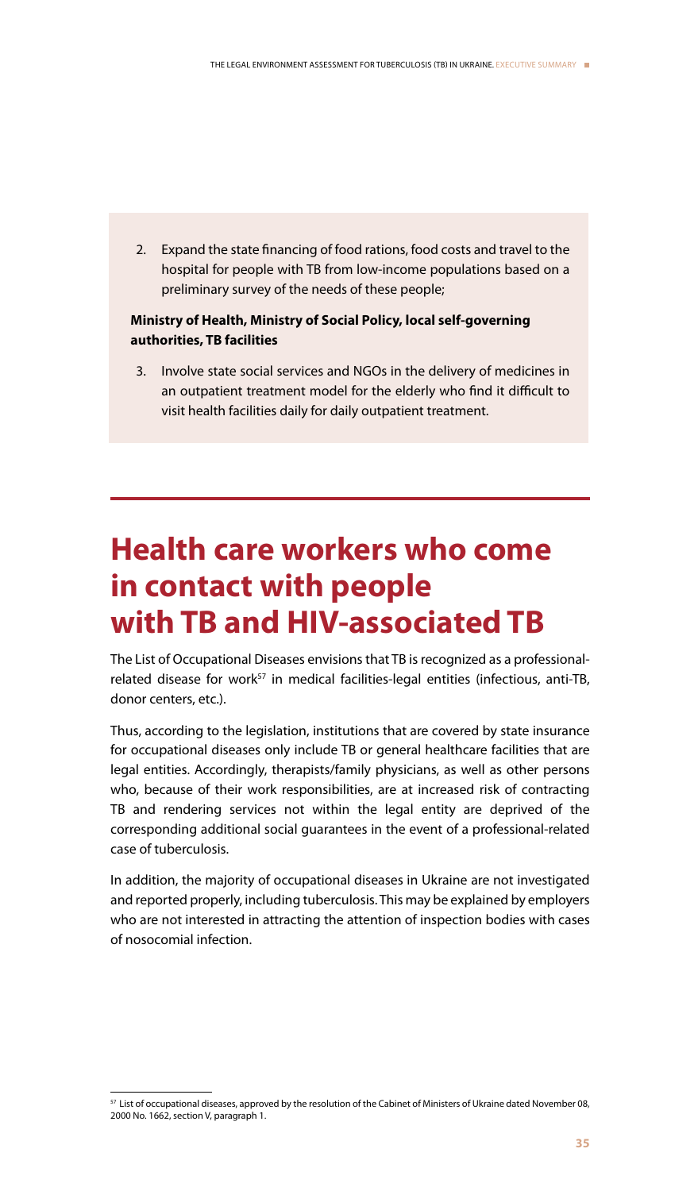2. Expand the state financing of food rations, food costs and travel to the hospital for people with TB from low-income populations based on a preliminary survey of the needs of these people;

**Ministry of Health, Ministry of Social Policy, local self-governing authorities, TB facilities**

3. Involve state social services and NGOs in the delivery of medicines in an outpatient treatment model for the elderly who find it difficult to visit health facilities daily for daily outpatient treatment.

# Health care workers who come in contact with people with TB and HIV-associated TB

The List of Occupational Diseases envisions that TB is recognized as a professional-related disease for work[57] in medical facilities-legal entities (infectious, anti-TB, donor centers, etc.).

Thus, according to the legislation, institutions that are covered by state insurance for occupational diseases only include TB or general healthcare facilities that are legal entities. Accordingly, therapists/family physicians, as well as other persons who, because of their work responsibilities, are at increased risk of contracting TB and rendering services not within the legal entity are deprived of the corresponding additional social guarantees in the event of a professional-related case of tuberculosis.

In addition, the majority of occupational diseases in Ukraine are not investigated and reported properly, including tuberculosis. This may be explained by employers who are not interested in attracting the attention of inspection bodies with cases of nosocomial infection.

[57] List of occupational diseases, approved by the resolution of the Cabinet of Ministers of Ukraine dated November 08, 2000 No. 1662, section V, paragraph 1.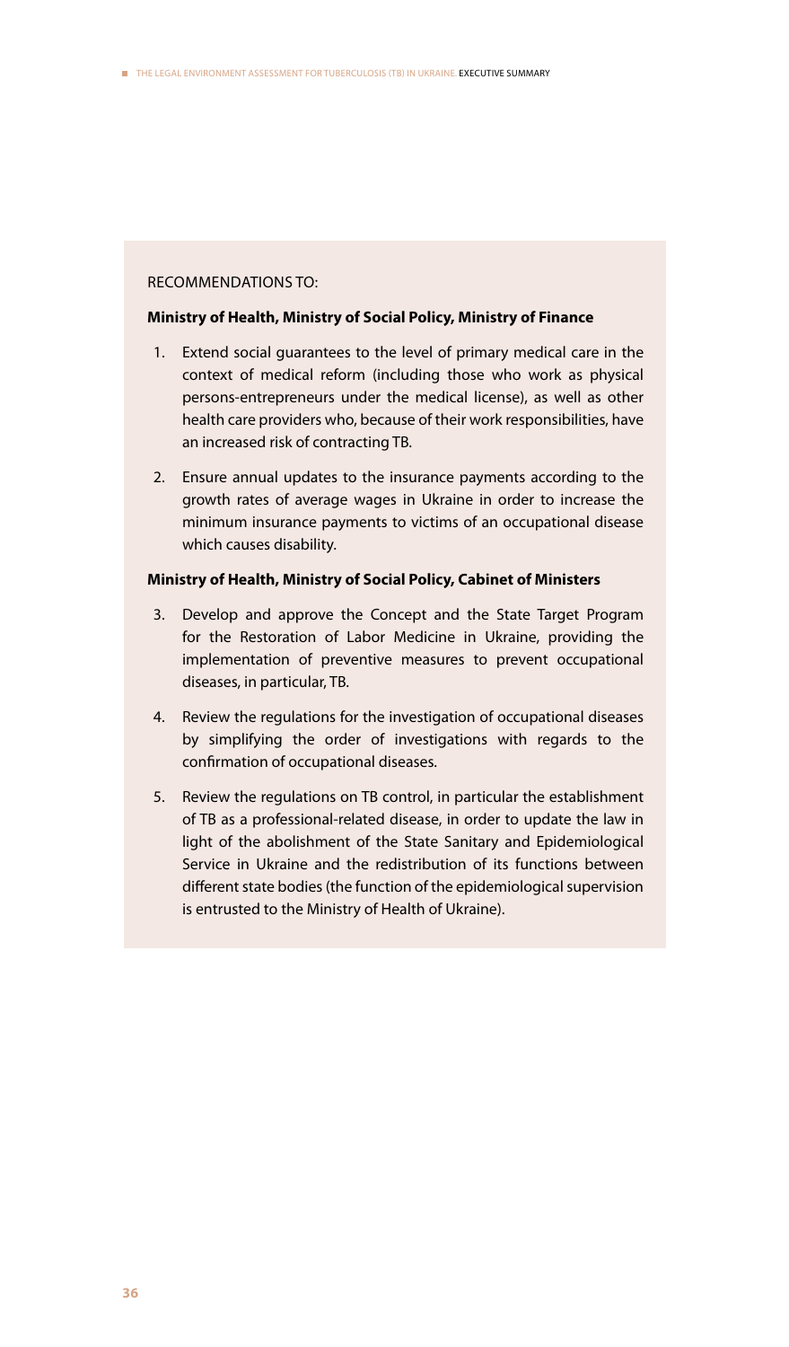RECOMMENDATIONS TO:

**Ministry of Health, Ministry of Social Policy, Ministry of Finance**

1. Extend social guarantees to the level of primary medical care in the context of medical reform (including those who work as physical persons-entrepreneurs under the medical license), as well as other health care providers who, because of their work responsibilities, have an increased risk of contracting TB.
2. Ensure annual updates to the insurance payments according to the growth rates of average wages in Ukraine in order to increase the minimum insurance payments to victims of an occupational disease which causes disability.

**Ministry of Health, Ministry of Social Policy, Cabinet of Ministers**

3. Develop and approve the Concept and the State Target Program for the Restoration of Labor Medicine in Ukraine, providing the implementation of preventive measures to prevent occupational diseases, in particular, TB.
4. Review the regulations for the investigation of occupational diseases by simplifying the order of investigations with regards to the confirmation of occupational diseases.
5. Review the regulations on TB control, in particular the establishment of TB as a professional-related disease, in order to update the law in light of the abolishment of the State Sanitary and Epidemiological Service in Ukraine and the redistribution of its functions between different state bodies (the function of the epidemiological supervision is entrusted to the Ministry of Health of Ukraine).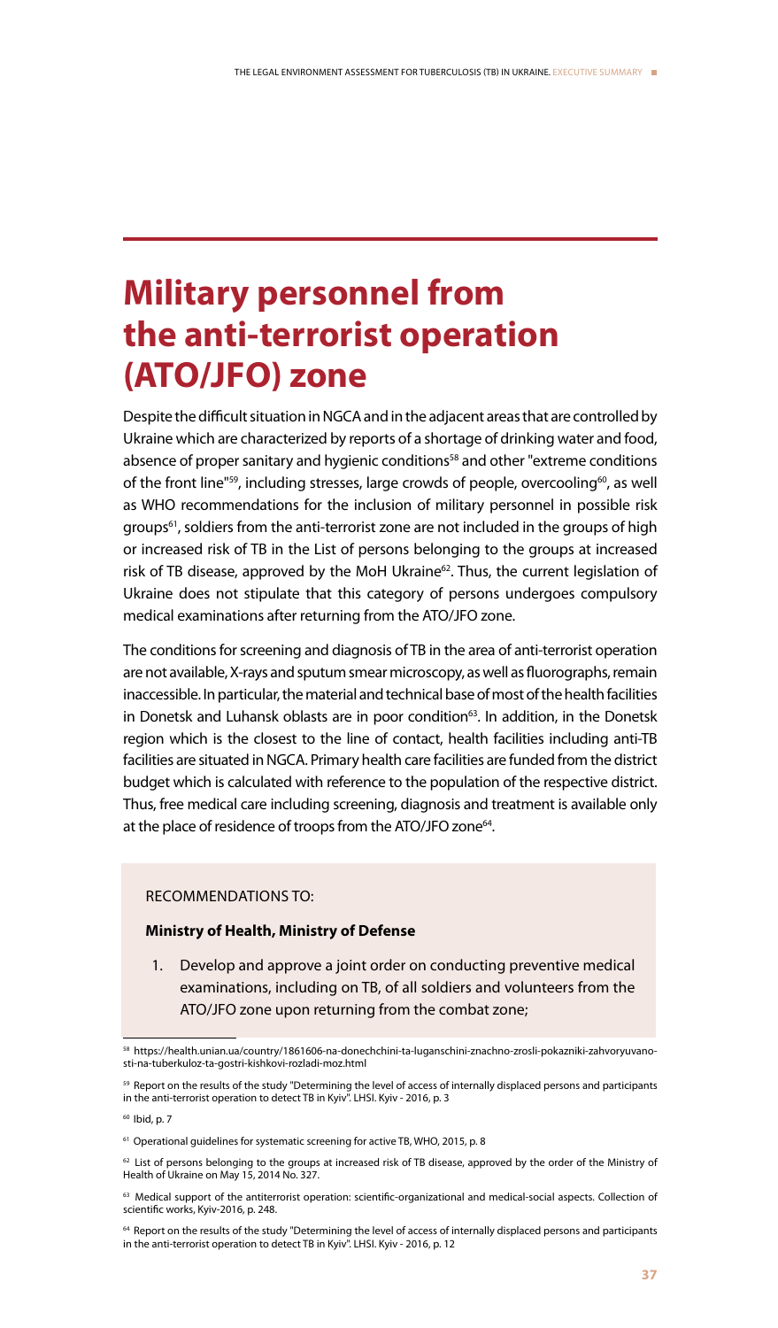# Military personnel from the anti-terrorist operation (ATO/JFO) zone

Despite the difficult situation in NGCA and in the adjacent areas that are controlled by Ukraine which are characterized by reports of a shortage of drinking water and food, absence of proper sanitary and hygienic conditions[58] and other "extreme conditions of the front line"[59], including stresses, large crowds of people, overcooling[60], as well as WHO recommendations for the inclusion of military personnel in possible risk groups[61], soldiers from the anti-terrorist zone are not included in the groups of high or increased risk of TB in the List of persons belonging to the groups at increased risk of TB disease, approved by the MoH Ukraine[62]. Thus, the current legislation of Ukraine does not stipulate that this category of persons undergoes compulsory medical examinations after returning from the ATO/JFO zone.

The conditions for screening and diagnosis of TB in the area of anti-terrorist operation are not available, X-rays and sputum smear microscopy, as well as fluorographs, remain inaccessible. In particular, the material and technical base of most of the health facilities in Donetsk and Luhansk oblasts are in poor condition[63]. In addition, in the Donetsk region which is the closest to the line of contact, health facilities including anti-TB facilities are situated in NGCA. Primary health care facilities are funded from the district budget which is calculated with reference to the population of the respective district. Thus, free medical care including screening, diagnosis and treatment is available only at the place of residence of troops from the ATO/JFO zone[64].

RECOMMENDATIONS TO:

**Ministry of Health, Ministry of Defense**

1. Develop and approve a joint order on conducting preventive medical examinations, including on TB, of all soldiers and volunteers from the ATO/JFO zone upon returning from the combat zone;

---

[58] https://health.unian.ua/country/1861606-na-donechchini-ta-luganschini-znachno-zrosli-pokazniki-zahvoryuvanosti-na-tuberkuloz-ta-gostri-kishkovi-rozladi-moz.html

[59] Report on the results of the study "Determining the level of access of internally displaced persons and participants in the anti-terrorist operation to detect TB in Kyiv". LHSI. Kyiv - 2016, p. 3

[60] Ibid, p. 7

[61] Operational guidelines for systematic screening for active TB, WHO, 2015, p. 8

[62] List of persons belonging to the groups at increased risk of TB disease, approved by the order of the Ministry of Health of Ukraine on May 15, 2014 No. 327.

[63] Medical support of the antiterrorist operation: scientific-organizational and medical-social aspects. Collection of scientific works, Kyiv-2016, p. 248.

[64] Report on the results of the study "Determining the level of access of internally displaced persons and participants in the anti-terrorist operation to detect TB in Kyiv". LHSI. Kyiv - 2016, p. 12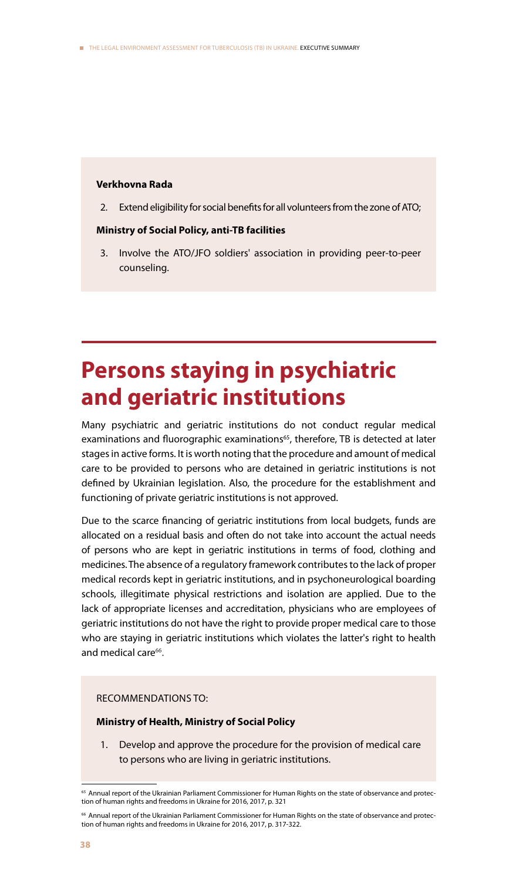**Verkhovna Rada**

2. Extend eligibility for social benefits for all volunteers from the zone of ATO;

**Ministry of Social Policy, anti-TB facilities**

3. Involve the ATO/JFO soldiers' association in providing peer-to-peer counseling.

# Persons staying in psychiatric and geriatric institutions

Many psychiatric and geriatric institutions do not conduct regular medical examinations and fluorographic examinations[65], therefore, TB is detected at later stages in active forms. It is worth noting that the procedure and amount of medical care to be provided to persons who are detained in geriatric institutions is not defined by Ukrainian legislation. Also, the procedure for the establishment and functioning of private geriatric institutions is not approved.

Due to the scarce financing of geriatric institutions from local budgets, funds are allocated on a residual basis and often do not take into account the actual needs of persons who are kept in geriatric institutions in terms of food, clothing and medicines. The absence of a regulatory framework contributes to the lack of proper medical records kept in geriatric institutions, and in psychoneurological boarding schools, illegitimate physical restrictions and isolation are applied. Due to the lack of appropriate licenses and accreditation, physicians who are employees of geriatric institutions do not have the right to provide proper medical care to those who are staying in geriatric institutions which violates the latter's right to health and medical care[66].

RECOMMENDATIONS TO:

**Ministry of Health, Ministry of Social Policy**

1. Develop and approve the procedure for the provision of medical care to persons who are living in geriatric institutions.

---

[65] Annual report of the Ukrainian Parliament Commissioner for Human Rights on the state of observance and protection of human rights and freedoms in Ukraine for 2016, 2017, p. 321

[66] Annual report of the Ukrainian Parliament Commissioner for Human Rights on the state of observance and protection of human rights and freedoms in Ukraine for 2016, 2017, p. 317-322.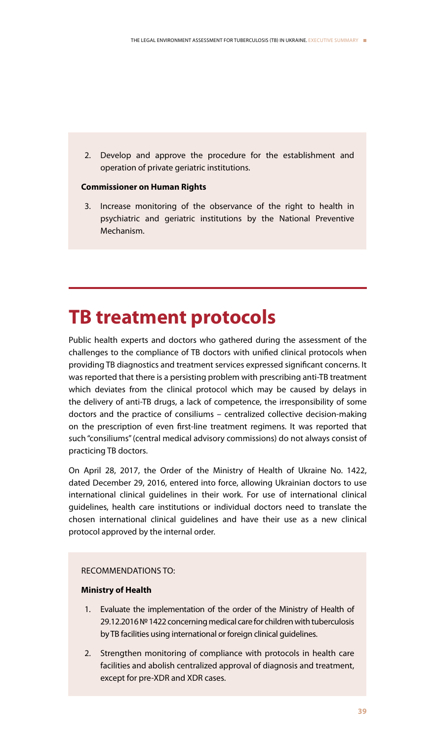2. Develop and approve the procedure for the establishment and operation of private geriatric institutions.

**Commissioner on Human Rights**

3. Increase monitoring of the observance of the right to health in psychiatric and geriatric institutions by the National Preventive Mechanism.

# TB treatment protocols

Public health experts and doctors who gathered during the assessment of the challenges to the compliance of TB doctors with unified clinical protocols when providing TB diagnostics and treatment services expressed significant concerns. It was reported that there is a persisting problem with prescribing anti-TB treatment which deviates from the clinical protocol which may be caused by delays in the delivery of anti-TB drugs, a lack of competence, the irresponsibility of some doctors and the practice of consiliums – centralized collective decision-making on the prescription of even first-line treatment regimens. It was reported that such "consiliums" (central medical advisory commissions) do not always consist of practicing TB doctors.

On April 28, 2017, the Order of the Ministry of Health of Ukraine No. 1422, dated December 29, 2016, entered into force, allowing Ukrainian doctors to use international clinical guidelines in their work. For use of international clinical guidelines, health care institutions or individual doctors need to translate the chosen international clinical guidelines and have their use as a new clinical protocol approved by the internal order.

RECOMMENDATIONS TO:

**Ministry of Health**

1. Evaluate the implementation of the order of the Ministry of Health of 29.12.2016 № 1422 concerning medical care for children with tuberculosis by TB facilities using international or foreign clinical guidelines.
2. Strengthen monitoring of compliance with protocols in health care facilities and abolish centralized approval of diagnosis and treatment, except for pre-XDR and XDR cases.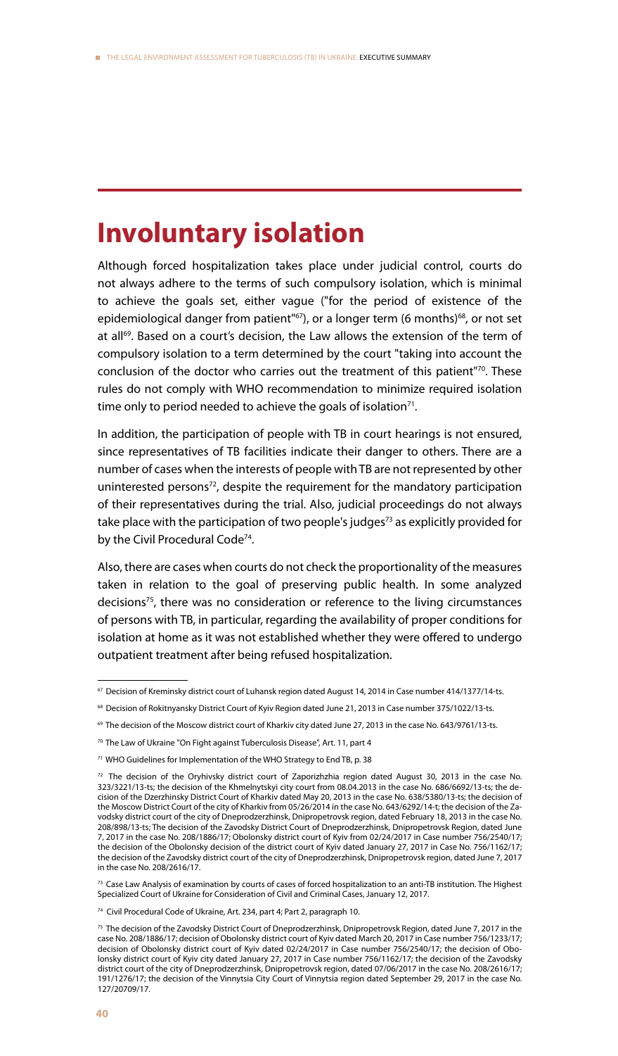# Involuntary isolation

Although forced hospitalization takes place under judicial control, courts do not always adhere to the terms of such compulsory isolation, which is minimal to achieve the goals set, either vague ("for the period of existence of the epidemiological danger from patient"[67]), or a longer term (6 months)[68], or not set at all[69]. Based on a court's decision, the Law allows the extension of the term of compulsory isolation to a term determined by the court "taking into account the conclusion of the doctor who carries out the treatment of this patient"[70]. These rules do not comply with WHO recommendation to minimize required isolation time only to period needed to achieve the goals of isolation[71].

In addition, the participation of people with TB in court hearings is not ensured, since representatives of TB facilities indicate their danger to others. There are a number of cases when the interests of people with TB are not represented by other uninterested persons[72], despite the requirement for the mandatory participation of their representatives during the trial. Also, judicial proceedings do not always take place with the participation of two people's judges[73] as explicitly provided for by the Civil Procedural Code[74].

Also, there are cases when courts do not check the proportionality of the measures taken in relation to the goal of preserving public health. In some analyzed decisions[75], there was no consideration or reference to the living circumstances of persons with TB, in particular, regarding the availability of proper conditions for isolation at home as it was not established whether they were offered to undergo outpatient treatment after being refused hospitalization.

---

[67] Decision of Kreminsky district court of Luhansk region dated August 14, 2014 in Case number 414/1377/14-ts.

[68] Decision of Rokitnyansky District Court of Kyiv Region dated June 21, 2013 in Case number 375/1022/13-ts.

[69] The decision of the Moscow district court of Kharkiv city dated June 27, 2013 in the case No. 643/9761/13-ts.

[70] The Law of Ukraine "On Fight against Tuberculosis Disease", Art. 11, part 4

[71] WHO Guidelines for Implementation of the WHO Strategy to End TB, p. 38

[72] The decision of the Oryhivsky district court of Zaporizhzhia region dated August 30, 2013 in the case No. 323/3221/13-ts; the decision of the Khmelnytskyi city court from 08.04.2013 in the case No. 686/6692/13-ts; the decision of the Dzerzhinsky District Court of Kharkiv dated May 20, 2013 in the case No. 638/5380/13-ts; the decision of the Moscow District Court of the city of Kharkiv from 05/26/2014 in the case No. 643/6292/14-t; the decision of the Zavodsky district court of the city of Dneprodzerzhinsk, Dnipropetrovsk region, dated February 18, 2013 in the case No. 208/898/13-ts; The decision of the Zavodsky District Court of Dneprodzerzhinsk, Dnipropetrovsk Region, dated June 7, 2017 in the case No. 208/1886/17; Obolonsky district court of Kyiv from 02/24/2017 in Case number 756/2540/17; the decision of the Obolonsky decision of the district court of Kyiv dated January 27, 2017 in Case No. 756/1162/17; the decision of the Zavodsky district court of the city of Dneprodzerzhinsk, Dnipropetrovsk region, dated June 7, 2017 in the case No. 208/2616/17.

[73] Case Law Analysis of examination by courts of cases of forced hospitalization to an anti-TB institution. The Highest Specialized Court of Ukraine for Consideration of Civil and Criminal Cases, January 12, 2017.

[74] Civil Procedural Code of Ukraine, Art. 234, part 4; Part 2, paragraph 10.

[75] The decision of the Zavodsky District Court of Dneprodzerzhinsk, Dnipropetrovsk Region, dated June 7, 2017 in the case No. 208/1886/17; decision of Obolonsky district court of Kyiv dated March 20, 2017 in Case number 756/1233/17; decision of Obolonsky district court of Kyiv dated 02/24/2017 in Case number 756/2540/17; the decision of Obolonsky district court of Kyiv city dated January 27, 2017 in Case number 756/1162/17; the decision of the Zavodsky district court of the city of Dneprodzerzhinsk, Dnipropetrovsk region, dated 07/06/2017 in the case No. 208/2616/17; 191/1276/17; the decision of the Vinnytsia City Court of Vinnytsia region dated September 29, 2017 in the case No. 127/20709/17.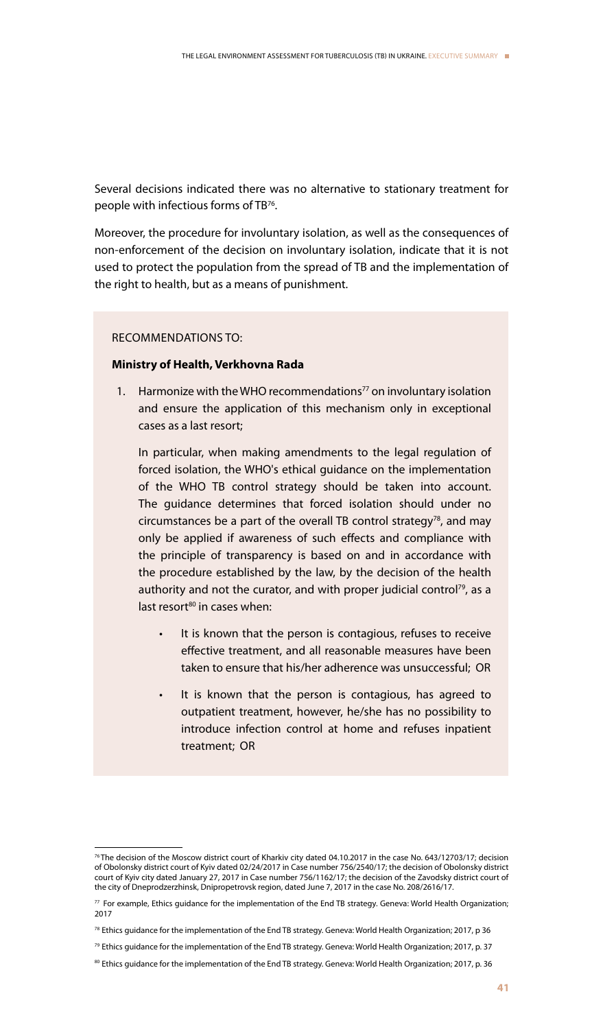Several decisions indicated there was no alternative to stationary treatment for people with infectious forms of TB[76].

Moreover, the procedure for involuntary isolation, as well as the consequences of non-enforcement of the decision on involuntary isolation, indicate that it is not used to protect the population from the spread of TB and the implementation of the right to health, but as a means of punishment.

RECOMMENDATIONS TO:

**Ministry of Health, Verkhovna Rada**

1. Harmonize with the WHO recommendations[77] on involuntary isolation and ensure the application of this mechanism only in exceptional cases as a last resort;

   In particular, when making amendments to the legal regulation of forced isolation, the WHO's ethical guidance on the implementation of the WHO TB control strategy should be taken into account. The guidance determines that forced isolation should under no circumstances be a part of the overall TB control strategy[78], and may only be applied if awareness of such effects and compliance with the principle of transparency is based on and in accordance with the procedure established by the law, by the decision of the health authority and not the curator, and with proper judicial control[79], as a last resort[80] in cases when:

   - It is known that the person is contagious, refuses to receive effective treatment, and all reasonable measures have been taken to ensure that his/her adherence was unsuccessful; OR
   - It is known that the person is contagious, has agreed to outpatient treatment, however, he/she has no possibility to introduce infection control at home and refuses inpatient treatment; OR

---

[76] The decision of the Moscow district court of Kharkiv city dated 04.10.2017 in the case No. 643/12703/17; decision of Obolonsky district court of Kyiv dated 02/24/2017 in Case number 756/2540/17; the decision of Obolonsky district court of Kyiv city dated January 27, 2017 in Case number 756/1162/17; the decision of the Zavodsky district court of the city of Dneprodzerzhinsk, Dnipropetrovsk region, dated June 7, 2017 in the case No. 208/2616/17.

[77] For example, Ethics guidance for the implementation of the End TB strategy. Geneva: World Health Organization; 2017

[78] Ethics guidance for the implementation of the End TB strategy. Geneva: World Health Organization; 2017, p 36

[79] Ethics guidance for the implementation of the End TB strategy. Geneva: World Health Organization; 2017, p. 37

[80] Ethics guidance for the implementation of the End TB strategy. Geneva: World Health Organization; 2017, p. 36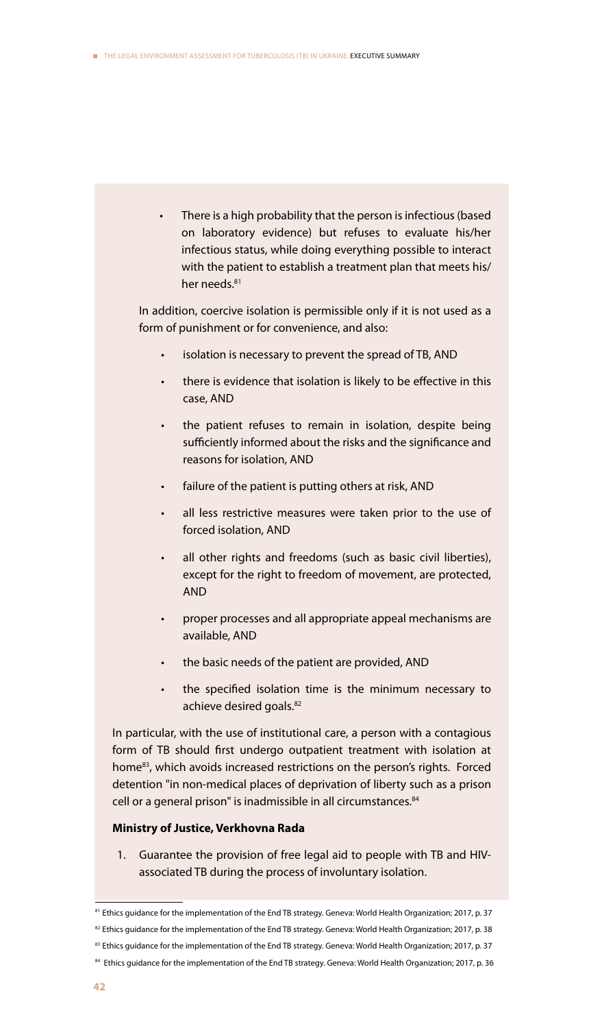- There is a high probability that the person is infectious (based on laboratory evidence) but refuses to evaluate his/her infectious status, while doing everything possible to interact with the patient to establish a treatment plan that meets his/her needs.[81]

In addition, coercive isolation is permissible only if it is not used as a form of punishment or for convenience, and also:

- isolation is necessary to prevent the spread of TB, AND
- there is evidence that isolation is likely to be effective in this case, AND
- the patient refuses to remain in isolation, despite being sufficiently informed about the risks and the significance and reasons for isolation, AND
- failure of the patient is putting others at risk, AND
- all less restrictive measures were taken prior to the use of forced isolation, AND
- all other rights and freedoms (such as basic civil liberties), except for the right to freedom of movement, are protected, AND
- proper processes and all appropriate appeal mechanisms are available, AND
- the basic needs of the patient are provided, AND
- the specified isolation time is the minimum necessary to achieve desired goals.[82]

In particular, with the use of institutional care, a person with a contagious form of TB should first undergo outpatient treatment with isolation at home[83], which avoids increased restrictions on the person's rights. Forced detention "in non-medical places of deprivation of liberty such as a prison cell or a general prison" is inadmissible in all circumstances.[84]

**Ministry of Justice, Verkhovna Rada**

1. Guarantee the provision of free legal aid to people with TB and HIV-associated TB during the process of involuntary isolation.

---

[81] Ethics guidance for the implementation of the End TB strategy. Geneva: World Health Organization; 2017, p. 37

[82] Ethics guidance for the implementation of the End TB strategy. Geneva: World Health Organization; 2017, p. 38

[83] Ethics guidance for the implementation of the End TB strategy. Geneva: World Health Organization; 2017, p. 37

[84] Ethics guidance for the implementation of the End TB strategy. Geneva: World Health Organization; 2017, p. 36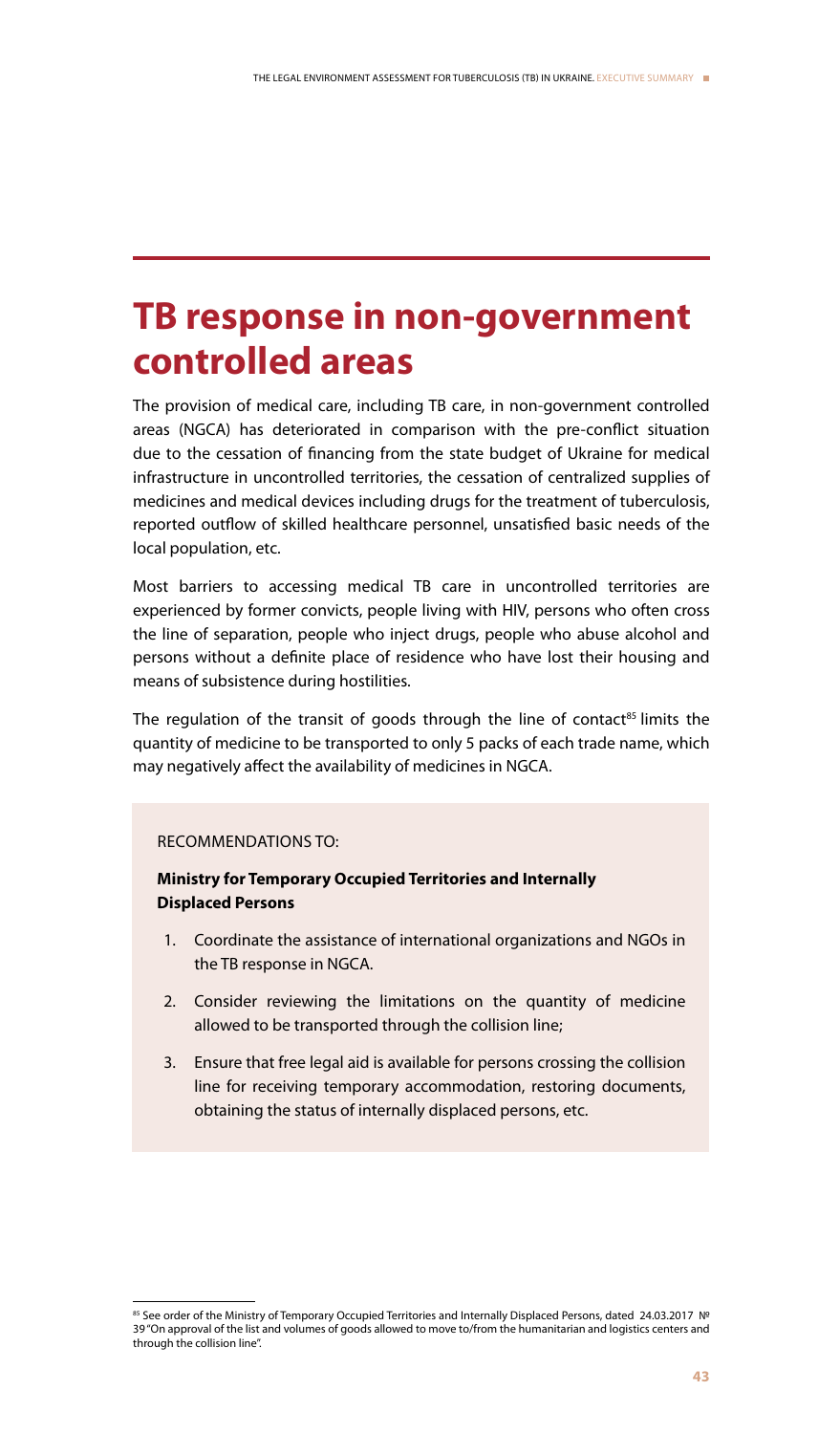# TB response in non-government controlled areas

The provision of medical care, including TB care, in non-government controlled areas (NGCA) has deteriorated in comparison with the pre-conflict situation due to the cessation of financing from the state budget of Ukraine for medical infrastructure in uncontrolled territories, the cessation of centralized supplies of medicines and medical devices including drugs for the treatment of tuberculosis, reported outflow of skilled healthcare personnel, unsatisfied basic needs of the local population, etc.

Most barriers to accessing medical TB care in uncontrolled territories are experienced by former convicts, people living with HIV, persons who often cross the line of separation, people who inject drugs, people who abuse alcohol and persons without a definite place of residence who have lost their housing and means of subsistence during hostilities.

The regulation of the transit of goods through the line of contact[85] limits the quantity of medicine to be transported to only 5 packs of each trade name, which may negatively affect the availability of medicines in NGCA.

RECOMMENDATIONS TO:

**Ministry for Temporary Occupied Territories and Internally Displaced Persons**

1. Coordinate the assistance of international organizations and NGOs in the TB response in NGCA.
2. Consider reviewing the limitations on the quantity of medicine allowed to be transported through the collision line;
3. Ensure that free legal aid is available for persons crossing the collision line for receiving temporary accommodation, restoring documents, obtaining the status of internally displaced persons, etc.

[85] See order of the Ministry of Temporary Occupied Territories and Internally Displaced Persons, dated 24.03.2017 № 39 "On approval of the list and volumes of goods allowed to move to/from the humanitarian and logistics centers and through the collision line".